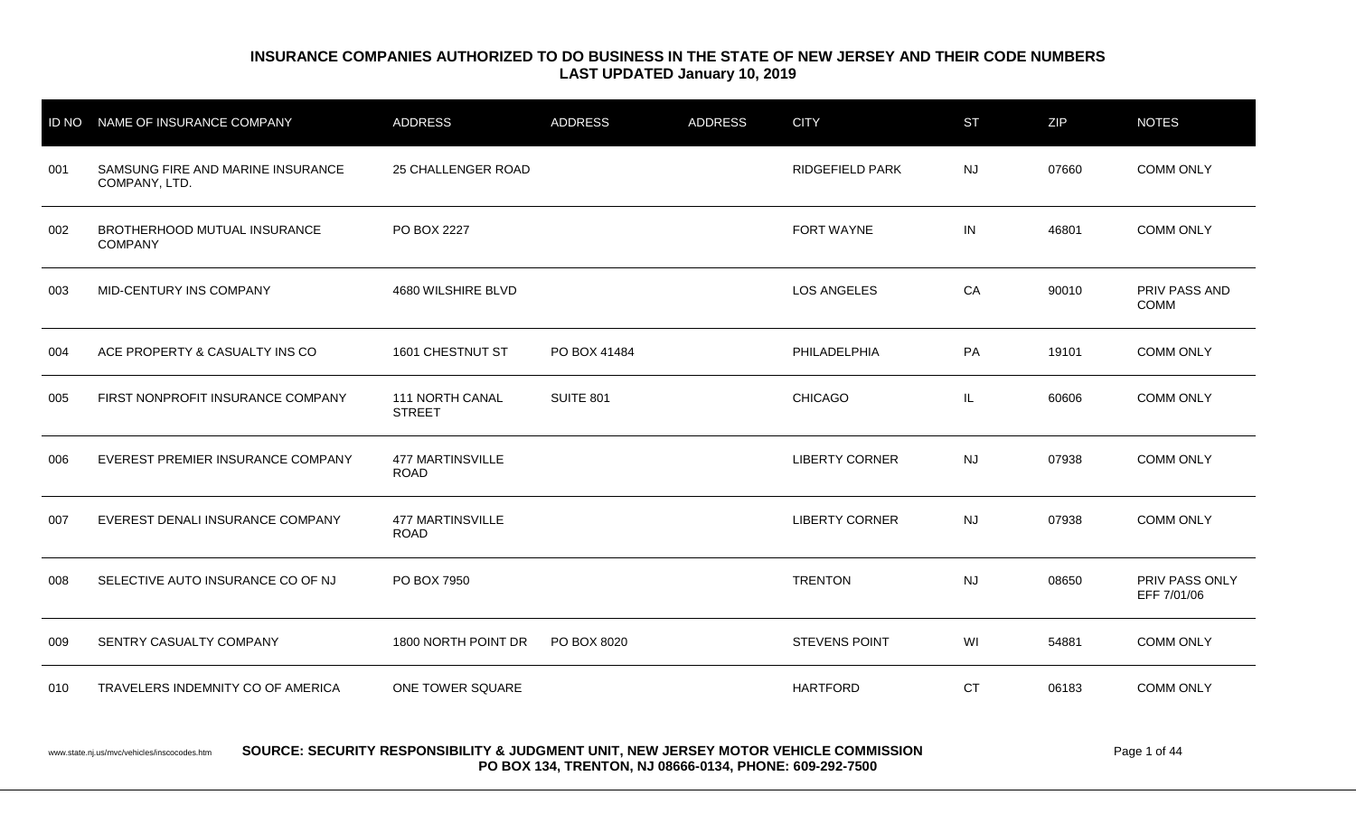**INSURANCE COMPANIES AUTHORIZED TO DO BUSINESS IN THE STATE OF NEW JERSEY AND THEIR CODE NUMBERS**
**LAST UPDATED January 10, 2019**

| ID NO | NAME OF INSURANCE COMPANY | ADDRESS | ADDRESS | ADDRESS | CITY | ST | ZIP | NOTES |
|---|---|---|---|---|---|---|---|---|
| 001 | SAMSUNG FIRE AND MARINE INSURANCE COMPANY, LTD. | 25 CHALLENGER ROAD | | | RIDGEFIELD PARK | NJ | 07660 | COMM ONLY |
| 002 | BROTHERHOOD MUTUAL INSURANCE COMPANY | PO BOX 2227 | | | FORT WAYNE | IN | 46801 | COMM ONLY |
| 003 | MID-CENTURY INS COMPANY | 4680 WILSHIRE BLVD | | | LOS ANGELES | CA | 90010 | PRIV PASS AND COMM |
| 004 | ACE PROPERTY & CASUALTY INS CO | 1601 CHESTNUT ST | PO BOX 41484 | | PHILADELPHIA | PA | 19101 | COMM ONLY |
| 005 | FIRST NONPROFIT INSURANCE COMPANY | 111 NORTH CANAL STREET | SUITE 801 | | CHICAGO | IL | 60606 | COMM ONLY |
| 006 | EVEREST PREMIER INSURANCE COMPANY | 477 MARTINSVILLE ROAD | | | LIBERTY CORNER | NJ | 07938 | COMM ONLY |
| 007 | EVEREST DENALI INSURANCE COMPANY | 477 MARTINSVILLE ROAD | | | LIBERTY CORNER | NJ | 07938 | COMM ONLY |
| 008 | SELECTIVE AUTO INSURANCE CO OF NJ | PO BOX 7950 | | | TRENTON | NJ | 08650 | PRIV PASS ONLY EFF 7/01/06 |
| 009 | SENTRY CASUALTY COMPANY | 1800 NORTH POINT DR | PO BOX 8020 | | STEVENS POINT | WI | 54881 | COMM ONLY |
| 010 | TRAVELERS INDEMNITY CO OF AMERICA | ONE TOWER SQUARE | | | HARTFORD | CT | 06183 | COMM ONLY |

www.state.nj.us/mvc/vehicles/inscocodes.htm

**SOURCE: SECURITY RESPONSIBILITY & JUDGMENT UNIT, NEW JERSEY MOTOR VEHICLE COMMISSION PO BOX 134, TRENTON, NJ 08666-0134, PHONE: 609-292-7500**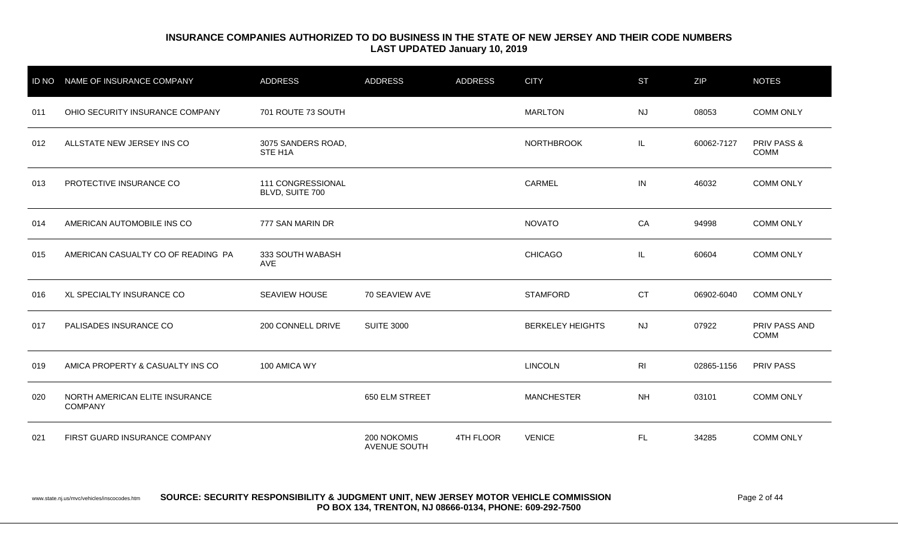**INSURANCE COMPANIES AUTHORIZED TO DO BUSINESS IN THE STATE OF NEW JERSEY AND THEIR CODE NUMBERS**
**LAST UPDATED January 10, 2019**

| ID NO | NAME OF INSURANCE COMPANY | ADDRESS | ADDRESS | ADDRESS | CITY | ST | ZIP | NOTES |
|---|---|---|---|---|---|---|---|---|
| 011 | OHIO SECURITY INSURANCE COMPANY | 701 ROUTE 73 SOUTH | | | MARLTON | NJ | 08053 | COMM ONLY |
| 012 | ALLSTATE NEW JERSEY INS CO | 3075 SANDERS ROAD, STE H1A | | | NORTHBROOK | IL | 60062-7127 | PRIV PASS & COMM |
| 013 | PROTECTIVE INSURANCE CO | 111 CONGRESSIONAL BLVD, SUITE 700 | | | CARMEL | IN | 46032 | COMM ONLY |
| 014 | AMERICAN AUTOMOBILE INS CO | 777 SAN MARIN DR | | | NOVATO | CA | 94998 | COMM ONLY |
| 015 | AMERICAN CASUALTY CO OF READING PA | 333 SOUTH WABASH AVE | | | CHICAGO | IL | 60604 | COMM ONLY |
| 016 | XL SPECIALTY INSURANCE CO | SEAVIEW HOUSE | 70 SEAVIEW AVE | | STAMFORD | CT | 06902-6040 | COMM ONLY |
| 017 | PALISADES INSURANCE CO | 200 CONNELL DRIVE | SUITE 3000 | | BERKELEY HEIGHTS | NJ | 07922 | PRIV PASS AND COMM |
| 019 | AMICA PROPERTY & CASUALTY INS CO | 100 AMICA WY | | | LINCOLN | RI | 02865-1156 | PRIV PASS |
| 020 | NORTH AMERICAN ELITE INSURANCE COMPANY | | 650 ELM STREET | | MANCHESTER | NH | 03101 | COMM ONLY |
| 021 | FIRST GUARD INSURANCE COMPANY | | 200 NOKOMIS AVENUE SOUTH | 4TH FLOOR | VENICE | FL | 34285 | COMM ONLY |

www.state.nj.us/mvc/vehicles/inscocodes.htm **SOURCE: SECURITY RESPONSIBILITY & JUDGMENT UNIT, NEW JERSEY MOTOR VEHICLE COMMISSION PO BOX 134, TRENTON, NJ 08666-0134, PHONE: 609-292-7500**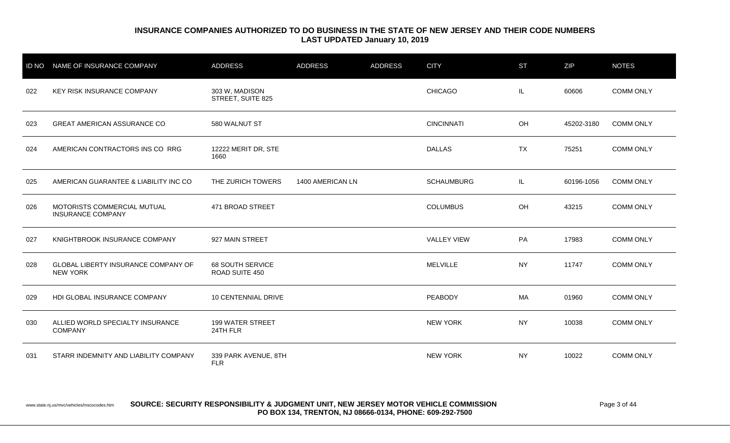**INSURANCE COMPANIES AUTHORIZED TO DO BUSINESS IN THE STATE OF NEW JERSEY AND THEIR CODE NUMBERS**
**LAST UPDATED January 10, 2019**

| ID NO | NAME OF INSURANCE COMPANY | ADDRESS | ADDRESS | ADDRESS | CITY | ST | ZIP | NOTES |
|---|---|---|---|---|---|---|---|---|
| 022 | KEY RISK INSURANCE COMPANY | 303 W, MADISON STREET, SUITE 825 | | | CHICAGO | IL | 60606 | COMM ONLY |
| 023 | GREAT AMERICAN ASSURANCE CO | 580 WALNUT ST | | | CINCINNATI | OH | 45202-3180 | COMM ONLY |
| 024 | AMERICAN CONTRACTORS INS CO RRG | 12222 MERIT DR, STE 1660 | | | DALLAS | TX | 75251 | COMM ONLY |
| 025 | AMERICAN GUARANTEE & LIABILITY INC CO | THE ZURICH TOWERS | 1400 AMERICAN LN | | SCHAUMBURG | IL | 60196-1056 | COMM ONLY |
| 026 | MOTORISTS COMMERCIAL MUTUAL INSURANCE COMPANY | 471 BROAD STREET | | | COLUMBUS | OH | 43215 | COMM ONLY |
| 027 | KNIGHTBROOK INSURANCE COMPANY | 927 MAIN STREET | | | VALLEY VIEW | PA | 17983 | COMM ONLY |
| 028 | GLOBAL LIBERTY INSURANCE COMPANY OF NEW YORK | 68 SOUTH SERVICE ROAD SUITE 450 | | | MELVILLE | NY | 11747 | COMM ONLY |
| 029 | HDI GLOBAL INSURANCE COMPANY | 10 CENTENNIAL DRIVE | | | PEABODY | MA | 01960 | COMM ONLY |
| 030 | ALLIED WORLD SPECIALTY INSURANCE COMPANY | 199 WATER STREET 24TH FLR | | | NEW YORK | NY | 10038 | COMM ONLY |
| 031 | STARR INDEMNITY AND LIABILITY COMPANY | 339 PARK AVENUE, 8TH FLR | | | NEW YORK | NY | 10022 | COMM ONLY |

www.state.nj.us/mvc/vehicles/inscocodes.htm **SOURCE: SECURITY RESPONSIBILITY & JUDGMENT UNIT, NEW JERSEY MOTOR VEHICLE COMMISSION PO BOX 134, TRENTON, NJ 08666-0134, PHONE: 609-292-7500**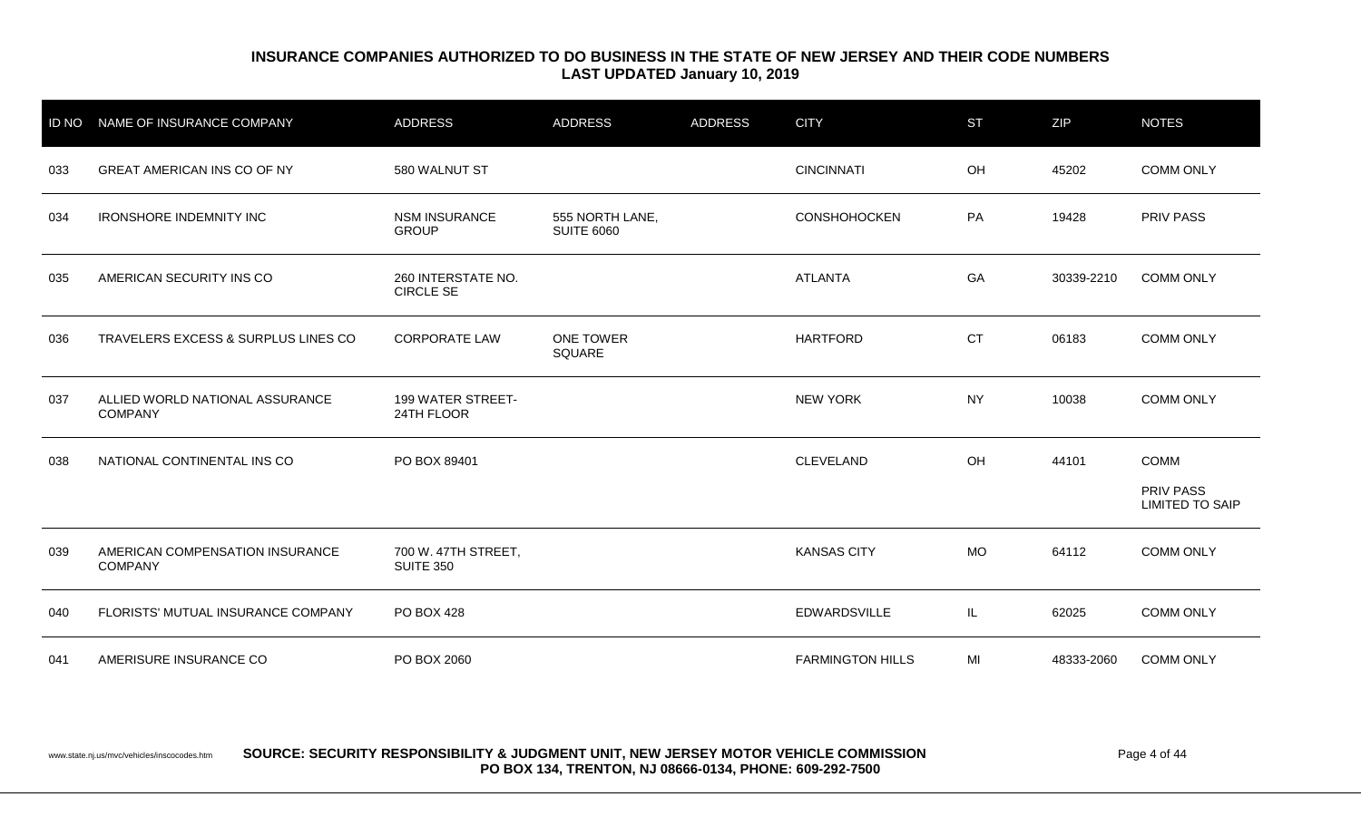**INSURANCE COMPANIES AUTHORIZED TO DO BUSINESS IN THE STATE OF NEW JERSEY AND THEIR CODE NUMBERS**
**LAST UPDATED January 10, 2019**

| ID NO | NAME OF INSURANCE COMPANY | ADDRESS | ADDRESS | ADDRESS | CITY | ST | ZIP | NOTES |
|---|---|---|---|---|---|---|---|---|
| 033 | GREAT AMERICAN INS CO OF NY | 580 WALNUT ST | | | CINCINNATI | OH | 45202 | COMM ONLY |
| 034 | IRONSHORE INDEMNITY INC | NSM INSURANCE GROUP | 555 NORTH LANE, SUITE 6060 | | CONSHOHOCKEN | PA | 19428 | PRIV PASS |
| 035 | AMERICAN SECURITY INS CO | 260 INTERSTATE NO. CIRCLE SE | | | ATLANTA | GA | 30339-2210 | COMM ONLY |
| 036 | TRAVELERS EXCESS & SURPLUS LINES CO | CORPORATE LAW | ONE TOWER SQUARE | | HARTFORD | CT | 06183 | COMM ONLY |
| 037 | ALLIED WORLD NATIONAL ASSURANCE COMPANY | 199 WATER STREET-24TH FLOOR | | | NEW YORK | NY | 10038 | COMM ONLY |
| 038 | NATIONAL CONTINENTAL INS CO | PO BOX 89401 | | | CLEVELAND | OH | 44101 | COMM PRIV PASS LIMITED TO SAIP |
| 039 | AMERICAN COMPENSATION INSURANCE COMPANY | 700 W. 47TH STREET, SUITE 350 | | | KANSAS CITY | MO | 64112 | COMM ONLY |
| 040 | FLORISTS' MUTUAL INSURANCE COMPANY | PO BOX 428 | | | EDWARDSVILLE | IL | 62025 | COMM ONLY |
| 041 | AMERISURE INSURANCE CO | PO BOX 2060 | | | FARMINGTON HILLS | MI | 48333-2060 | COMM ONLY |

www.state.nj.us/mvc/vehicles/inscocodes.htm **SOURCE: SECURITY RESPONSIBILITY & JUDGMENT UNIT, NEW JERSEY MOTOR VEHICLE COMMISSION PO BOX 134, TRENTON, NJ 08666-0134, PHONE: 609-292-7500**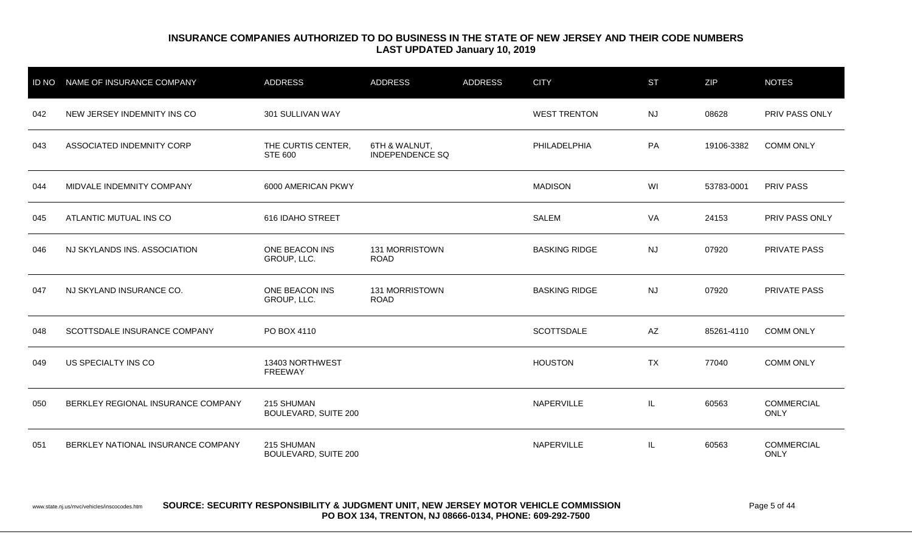## INSURANCE COMPANIES AUTHORIZED TO DO BUSINESS IN THE STATE OF NEW JERSEY AND THEIR CODE NUMBERS
**LAST UPDATED January 10, 2019**

| ID NO | NAME OF INSURANCE COMPANY | ADDRESS | ADDRESS | ADDRESS | CITY | ST | ZIP | NOTES |
|---|---|---|---|---|---|---|---|---|
| 042 | NEW JERSEY INDEMNITY INS CO | 301 SULLIVAN WAY | | | WEST TRENTON | NJ | 08628 | PRIV PASS ONLY |
| 043 | ASSOCIATED INDEMNITY CORP | THE CURTIS CENTER, STE 600 | 6TH & WALNUT, INDEPENDENCE SQ | | PHILADELPHIA | PA | 19106-3382 | COMM ONLY |
| 044 | MIDVALE INDEMNITY COMPANY | 6000 AMERICAN PKWY | | | MADISON | WI | 53783-0001 | PRIV PASS |
| 045 | ATLANTIC MUTUAL INS CO | 616 IDAHO STREET | | | SALEM | VA | 24153 | PRIV PASS ONLY |
| 046 | NJ SKYLANDS INS. ASSOCIATION | ONE BEACON INS GROUP, LLC. | 131 MORRISTOWN ROAD | | BASKING RIDGE | NJ | 07920 | PRIVATE PASS |
| 047 | NJ SKYLAND INSURANCE CO. | ONE BEACON INS GROUP, LLC. | 131 MORRISTOWN ROAD | | BASKING RIDGE | NJ | 07920 | PRIVATE PASS |
| 048 | SCOTTSDALE INSURANCE COMPANY | PO BOX 4110 | | | SCOTTSDALE | AZ | 85261-4110 | COMM ONLY |
| 049 | US SPECIALTY INS CO | 13403 NORTHWEST FREEWAY | | | HOUSTON | TX | 77040 | COMM ONLY |
| 050 | BERKLEY REGIONAL INSURANCE COMPANY | 215 SHUMAN BOULEVARD, SUITE 200 | | | NAPERVILLE | IL | 60563 | COMMERCIAL ONLY |
| 051 | BERKLEY NATIONAL INSURANCE COMPANY | 215 SHUMAN BOULEVARD, SUITE 200 | | | NAPERVILLE | IL | 60563 | COMMERCIAL ONLY |

www.state.nj.us/mvc/vehicles/inscocodes.htm **SOURCE: SECURITY RESPONSIBILITY & JUDGMENT UNIT, NEW JERSEY MOTOR VEHICLE COMMISSION PO BOX 134, TRENTON, NJ 08666-0134, PHONE: 609-292-7500**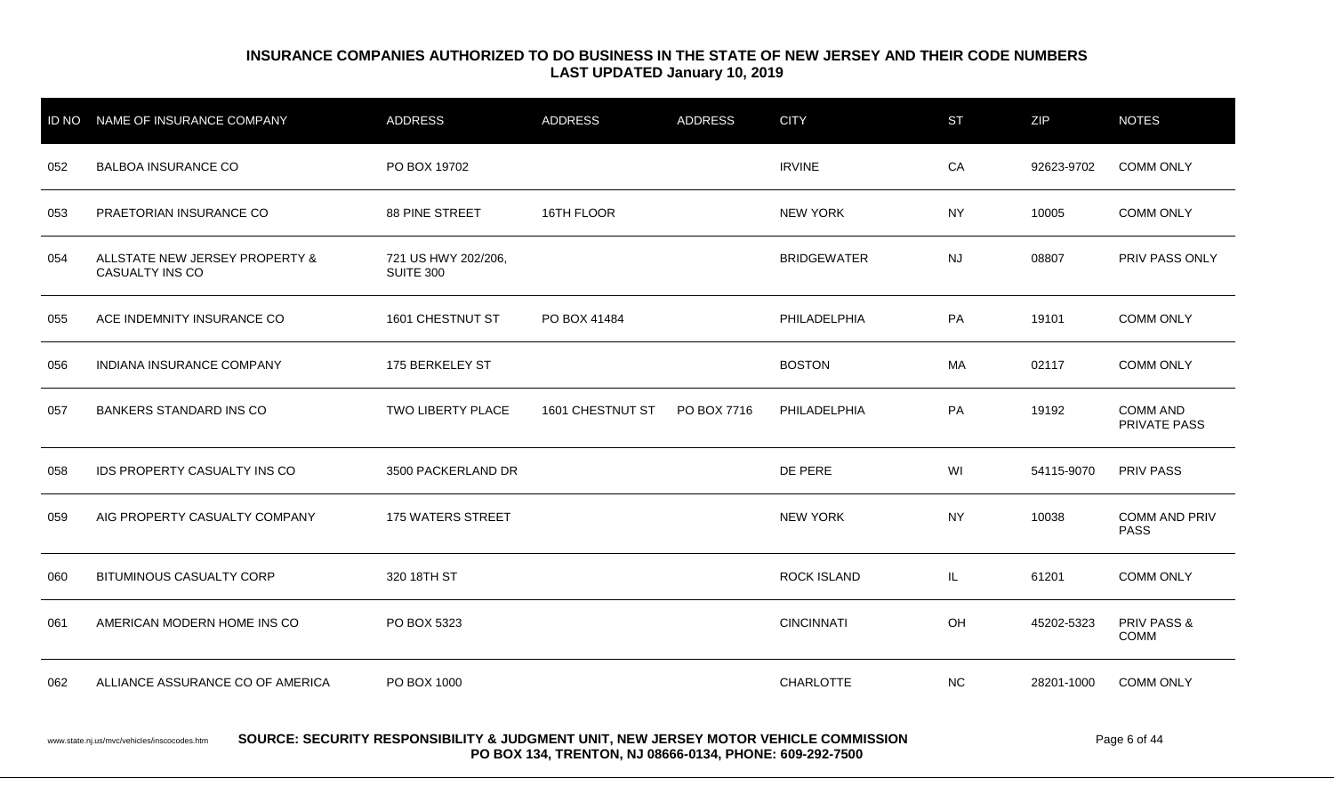## INSURANCE COMPANIES AUTHORIZED TO DO BUSINESS IN THE STATE OF NEW JERSEY AND THEIR CODE NUMBERS
**LAST UPDATED January 10, 2019**

| ID NO | NAME OF INSURANCE COMPANY | ADDRESS | ADDRESS | ADDRESS | CITY | ST | ZIP | NOTES |
|---|---|---|---|---|---|---|---|---|
| 052 | BALBOA INSURANCE CO | PO BOX 19702 | | | IRVINE | CA | 92623-9702 | COMM ONLY |
| 053 | PRAETORIAN INSURANCE CO | 88 PINE STREET | 16TH FLOOR | | NEW YORK | NY | 10005 | COMM ONLY |
| 054 | ALLSTATE NEW JERSEY PROPERTY & CASUALTY INS CO | 721 US HWY 202/206, SUITE 300 | | | BRIDGEWATER | NJ | 08807 | PRIV PASS ONLY |
| 055 | ACE INDEMNITY INSURANCE CO | 1601 CHESTNUT ST | PO BOX 41484 | | PHILADELPHIA | PA | 19101 | COMM ONLY |
| 056 | INDIANA INSURANCE COMPANY | 175 BERKELEY ST | | | BOSTON | MA | 02117 | COMM ONLY |
| 057 | BANKERS STANDARD INS CO | TWO LIBERTY PLACE | 1601 CHESTNUT ST | PO BOX 7716 | PHILADELPHIA | PA | 19192 | COMM AND PRIVATE PASS |
| 058 | IDS PROPERTY CASUALTY INS CO | 3500 PACKERLAND DR | | | DE PERE | WI | 54115-9070 | PRIV PASS |
| 059 | AIG PROPERTY CASUALTY COMPANY | 175 WATERS STREET | | | NEW YORK | NY | 10038 | COMM AND PRIV PASS |
| 060 | BITUMINOUS CASUALTY CORP | 320 18TH ST | | | ROCK ISLAND | IL | 61201 | COMM ONLY |
| 061 | AMERICAN MODERN HOME INS CO | PO BOX 5323 | | | CINCINNATI | OH | 45202-5323 | PRIV PASS & COMM |
| 062 | ALLIANCE ASSURANCE CO OF AMERICA | PO BOX 1000 | | | CHARLOTTE | NC | 28201-1000 | COMM ONLY |

www.state.nj.us/mvc/vehicles/inscocodes.htm **SOURCE: SECURITY RESPONSIBILITY & JUDGMENT UNIT, NEW JERSEY MOTOR VEHICLE COMMISSION PO BOX 134, TRENTON, NJ 08666-0134, PHONE: 609-292-7500**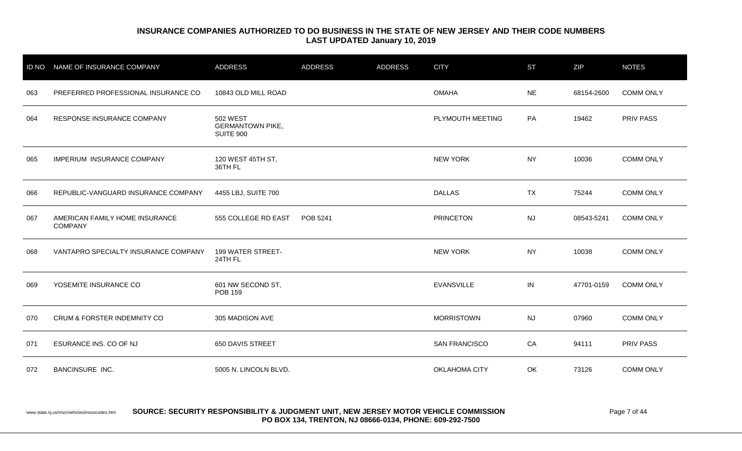# INSURANCE COMPANIES AUTHORIZED TO DO BUSINESS IN THE STATE OF NEW JERSEY AND THEIR CODE NUMBERS
## LAST UPDATED January 10, 2019

| ID NO | NAME OF INSURANCE COMPANY | ADDRESS | ADDRESS | ADDRESS | CITY | ST | ZIP | NOTES |
|---|---|---|---|---|---|---|---|---|
| 063 | PREFERRED PROFESSIONAL INSURANCE CO | 10843 OLD MILL ROAD | | | OMAHA | NE | 68154-2600 | COMM ONLY |
| 064 | RESPONSE INSURANCE COMPANY | 502 WEST GERMANTOWN PIKE, SUITE 900 | | | PLYMOUTH MEETING | PA | 19462 | PRIV PASS |
| 065 | IMPERIUM INSURANCE COMPANY | 120 WEST 45TH ST, 36TH FL | | | NEW YORK | NY | 10036 | COMM ONLY |
| 066 | REPUBLIC-VANGUARD INSURANCE COMPANY | 4455 LBJ, SUITE 700 | | | DALLAS | TX | 75244 | COMM ONLY |
| 067 | AMERICAN FAMILY HOME INSURANCE COMPANY | 555 COLLEGE RD EAST | POB 5241 | | PRINCETON | NJ | 08543-5241 | COMM ONLY |
| 068 | VANTAPRO SPECIALTY INSURANCE COMPANY | 199 WATER STREET-24TH FL | | | NEW YORK | NY | 10038 | COMM ONLY |
| 069 | YOSEMITE INSURANCE CO | 601 NW SECOND ST, POB 159 | | | EVANSVILLE | IN | 47701-0159 | COMM ONLY |
| 070 | CRUM & FORSTER INDEMNITY CO | 305 MADISON AVE | | | MORRISTOWN | NJ | 07960 | COMM ONLY |
| 071 | ESURANCE INS. CO OF NJ | 650 DAVIS STREET | | | SAN FRANCISCO | CA | 94111 | PRIV PASS |
| 072 | BANCINSURE INC. | 5005 N. LINCOLN BLVD. | | | OKLAHOMA CITY | OK | 73126 | COMM ONLY |

www.state.nj.us/mvc/vehicles/inscocodes.htm **SOURCE: SECURITY RESPONSIBILITY & JUDGMENT UNIT, NEW JERSEY MOTOR VEHICLE COMMISSION PO BOX 134, TRENTON, NJ 08666-0134, PHONE: 609-292-7500**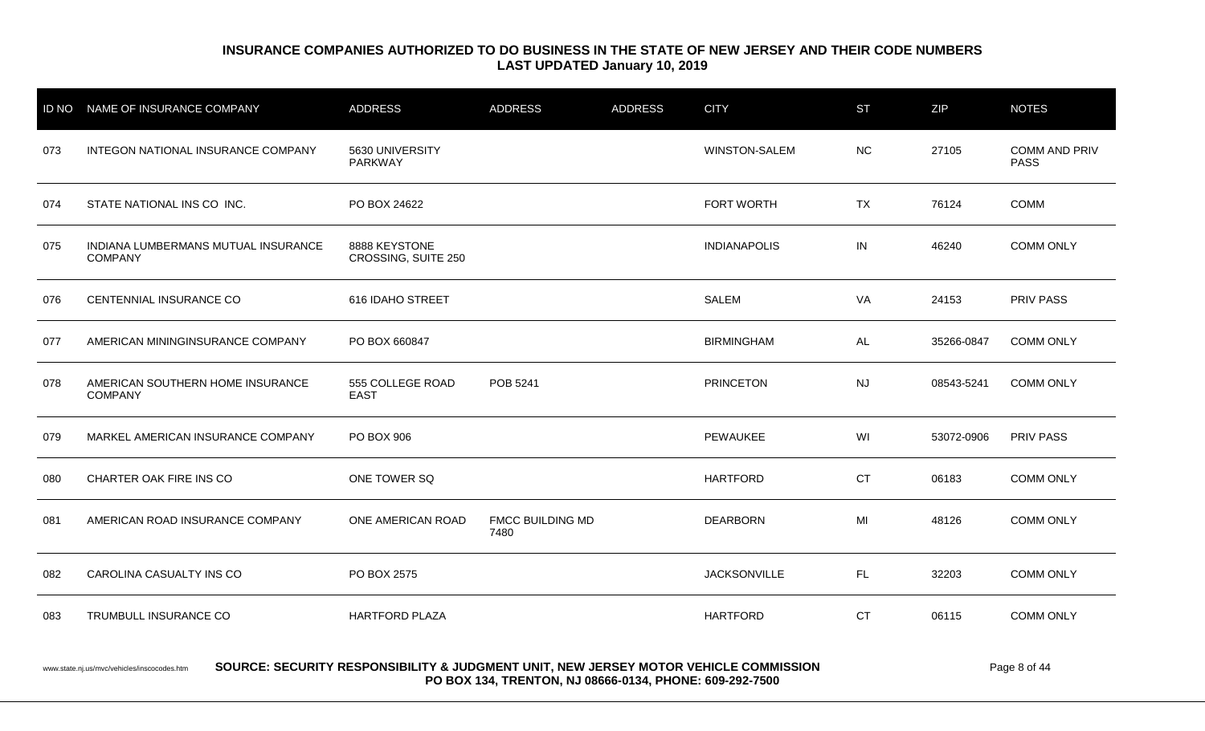## INSURANCE COMPANIES AUTHORIZED TO DO BUSINESS IN THE STATE OF NEW JERSEY AND THEIR CODE NUMBERS
### LAST UPDATED January 10, 2019

| ID NO | NAME OF INSURANCE COMPANY | ADDRESS | ADDRESS | ADDRESS | CITY | ST | ZIP | NOTES |
|---|---|---|---|---|---|---|---|---|
| 073 | INTEGON NATIONAL INSURANCE COMPANY | 5630 UNIVERSITY PARKWAY | | | WINSTON-SALEM | NC | 27105 | COMM AND PRIV PASS |
| 074 | STATE NATIONAL INS CO INC. | PO BOX 24622 | | | FORT WORTH | TX | 76124 | COMM |
| 075 | INDIANA LUMBERMANS MUTUAL INSURANCE COMPANY | 8888 KEYSTONE CROSSING, SUITE 250 | | | INDIANAPOLIS | IN | 46240 | COMM ONLY |
| 076 | CENTENNIAL INSURANCE CO | 616 IDAHO STREET | | | SALEM | VA | 24153 | PRIV PASS |
| 077 | AMERICAN MININGINSURANCE COMPANY | PO BOX 660847 | | | BIRMINGHAM | AL | 35266-0847 | COMM ONLY |
| 078 | AMERICAN SOUTHERN HOME INSURANCE COMPANY | 555 COLLEGE ROAD EAST | POB 5241 | | PRINCETON | NJ | 08543-5241 | COMM ONLY |
| 079 | MARKEL AMERICAN INSURANCE COMPANY | PO BOX 906 | | | PEWAUKEE | WI | 53072-0906 | PRIV PASS |
| 080 | CHARTER OAK FIRE INS CO | ONE TOWER SQ | | | HARTFORD | CT | 06183 | COMM ONLY |
| 081 | AMERICAN ROAD INSURANCE COMPANY | ONE AMERICAN ROAD | FMCC BUILDING MD 7480 | | DEARBORN | MI | 48126 | COMM ONLY |
| 082 | CAROLINA CASUALTY INS CO | PO BOX 2575 | | | JACKSONVILLE | FL | 32203 | COMM ONLY |
| 083 | TRUMBULL INSURANCE CO | HARTFORD PLAZA | | | HARTFORD | CT | 06115 | COMM ONLY |

www.state.nj.us/mvc/vehicles/inscocodes.htm

**SOURCE: SECURITY RESPONSIBILITY & JUDGMENT UNIT, NEW JERSEY MOTOR VEHICLE COMMISSION PO BOX 134, TRENTON, NJ 08666-0134, PHONE: 609-292-7500**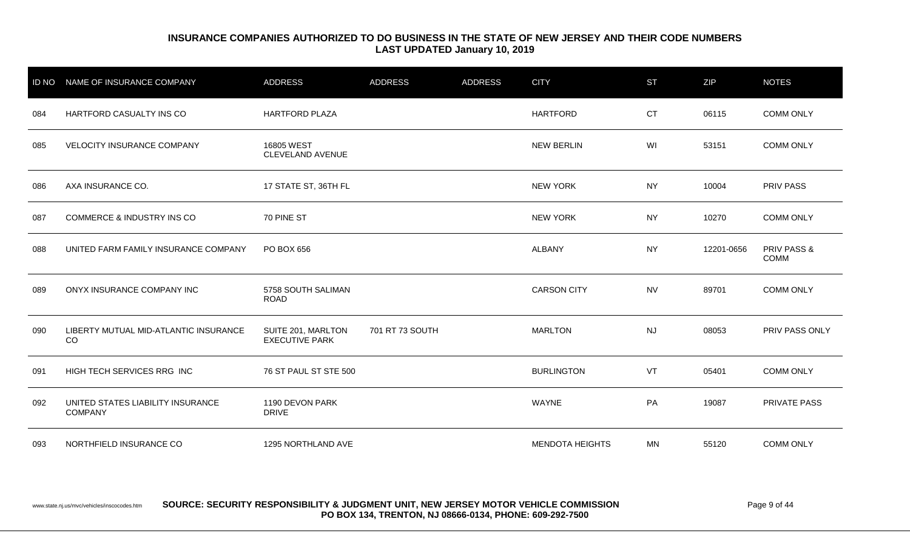**INSURANCE COMPANIES AUTHORIZED TO DO BUSINESS IN THE STATE OF NEW JERSEY AND THEIR CODE NUMBERS**
**LAST UPDATED January 10, 2019**

| ID NO | NAME OF INSURANCE COMPANY | ADDRESS | ADDRESS | ADDRESS | CITY | ST | ZIP | NOTES |
|---|---|---|---|---|---|---|---|---|
| 084 | HARTFORD CASUALTY INS CO | HARTFORD PLAZA | | | HARTFORD | CT | 06115 | COMM ONLY |
| 085 | VELOCITY INSURANCE COMPANY | 16805 WEST CLEVELAND AVENUE | | | NEW BERLIN | WI | 53151 | COMM ONLY |
| 086 | AXA INSURANCE CO. | 17 STATE ST, 36TH FL | | | NEW YORK | NY | 10004 | PRIV PASS |
| 087 | COMMERCE & INDUSTRY INS CO | 70 PINE ST | | | NEW YORK | NY | 10270 | COMM ONLY |
| 088 | UNITED FARM FAMILY INSURANCE COMPANY | PO BOX 656 | | | ALBANY | NY | 12201-0656 | PRIV PASS & COMM |
| 089 | ONYX INSURANCE COMPANY INC | 5758 SOUTH SALIMAN ROAD | | | CARSON CITY | NV | 89701 | COMM ONLY |
| 090 | LIBERTY MUTUAL MID-ATLANTIC INSURANCE CO | SUITE 201, MARLTON EXECUTIVE PARK | 701 RT 73 SOUTH | | MARLTON | NJ | 08053 | PRIV PASS ONLY |
| 091 | HIGH TECH SERVICES RRG INC | 76 ST PAUL ST STE 500 | | | BURLINGTON | VT | 05401 | COMM ONLY |
| 092 | UNITED STATES LIABILITY INSURANCE COMPANY | 1190 DEVON PARK DRIVE | | | WAYNE | PA | 19087 | PRIVATE PASS |
| 093 | NORTHFIELD INSURANCE CO | 1295 NORTHLAND AVE | | | MENDOTA HEIGHTS | MN | 55120 | COMM ONLY |

www.state.nj.us/mvc/vehicles/inscocodes.htm **SOURCE: SECURITY RESPONSIBILITY & JUDGMENT UNIT, NEW JERSEY MOTOR VEHICLE COMMISSION PO BOX 134, TRENTON, NJ 08666-0134, PHONE: 609-292-7500**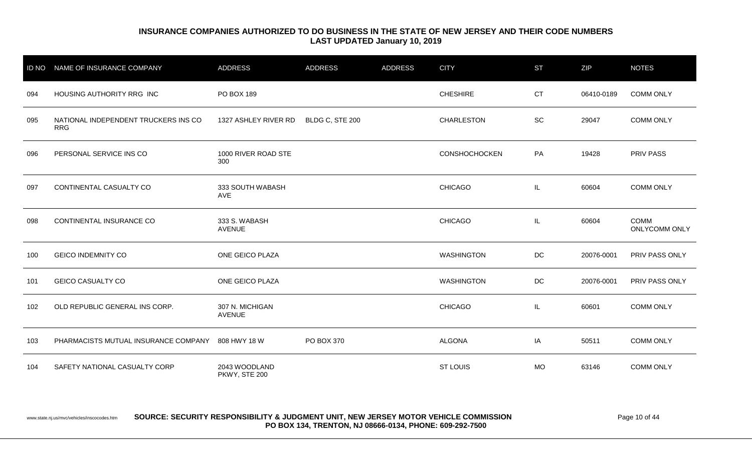## INSURANCE COMPANIES AUTHORIZED TO DO BUSINESS IN THE STATE OF NEW JERSEY AND THEIR CODE NUMBERS
**LAST UPDATED January 10, 2019**

| ID NO | NAME OF INSURANCE COMPANY | ADDRESS | ADDRESS | ADDRESS | CITY | ST | ZIP | NOTES |
|---|---|---|---|---|---|---|---|---|
| 094 | HOUSING AUTHORITY RRG INC | PO BOX 189 | | | CHESHIRE | CT | 06410-0189 | COMM ONLY |
| 095 | NATIONAL INDEPENDENT TRUCKERS INS CO RRG | 1327 ASHLEY RIVER RD | BLDG C, STE 200 | | CHARLESTON | SC | 29047 | COMM ONLY |
| 096 | PERSONAL SERVICE INS CO | 1000 RIVER ROAD STE 300 | | | CONSHOCHOCKEN | PA | 19428 | PRIV PASS |
| 097 | CONTINENTAL CASUALTY CO | 333 SOUTH WABASH AVE | | | CHICAGO | IL | 60604 | COMM ONLY |
| 098 | CONTINENTAL INSURANCE CO | 333 S. WABASH AVENUE | | | CHICAGO | IL | 60604 | COMM ONLYCOMM ONLY |
| 100 | GEICO INDEMNITY CO | ONE GEICO PLAZA | | | WASHINGTON | DC | 20076-0001 | PRIV PASS ONLY |
| 101 | GEICO CASUALTY CO | ONE GEICO PLAZA | | | WASHINGTON | DC | 20076-0001 | PRIV PASS ONLY |
| 102 | OLD REPUBLIC GENERAL INS CORP. | 307 N. MICHIGAN AVENUE | | | CHICAGO | IL | 60601 | COMM ONLY |
| 103 | PHARMACISTS MUTUAL INSURANCE COMPANY | 808 HWY 18 W | PO BOX 370 | | ALGONA | IA | 50511 | COMM ONLY |
| 104 | SAFETY NATIONAL CASUALTY CORP | 2043 WOODLAND PKWY, STE 200 | | | ST LOUIS | MO | 63146 | COMM ONLY |

www.state.nj.us/mvc/vehicles/inscocodes.htm **SOURCE: SECURITY RESPONSIBILITY & JUDGMENT UNIT, NEW JERSEY MOTOR VEHICLE COMMISSION PO BOX 134, TRENTON, NJ 08666-0134, PHONE: 609-292-7500**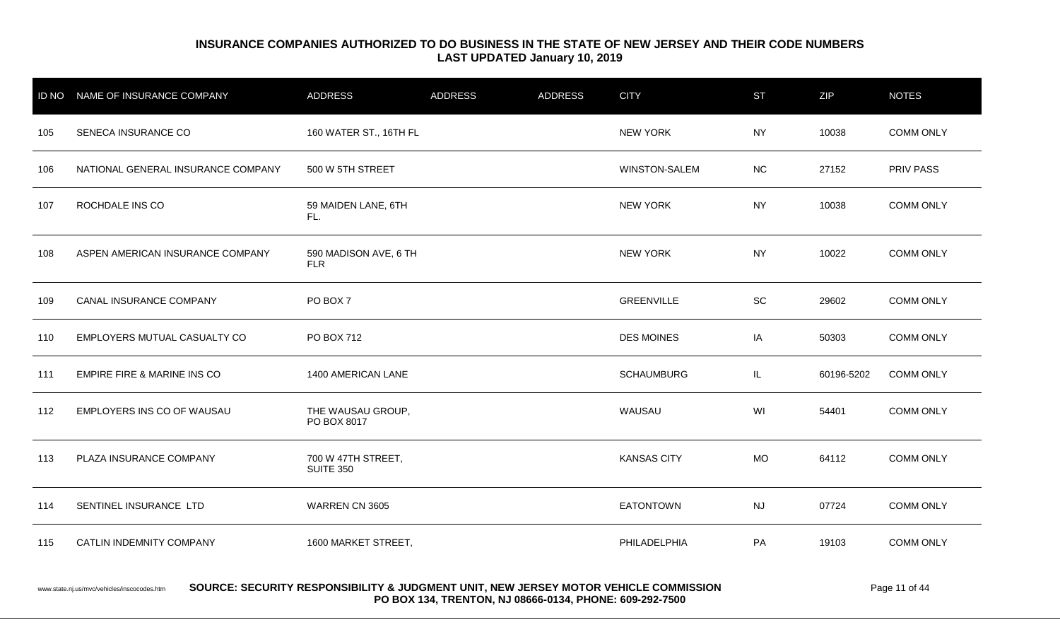## INSURANCE COMPANIES AUTHORIZED TO DO BUSINESS IN THE STATE OF NEW JERSEY AND THEIR CODE NUMBERS
### LAST UPDATED January 10, 2019

| ID NO | NAME OF INSURANCE COMPANY | ADDRESS | ADDRESS | ADDRESS | CITY | ST | ZIP | NOTES |
|---|---|---|---|---|---|---|---|---|
| 105 | SENECA INSURANCE CO | 160 WATER ST., 16TH FL | | | NEW YORK | NY | 10038 | COMM ONLY |
| 106 | NATIONAL GENERAL INSURANCE COMPANY | 500 W 5TH STREET | | | WINSTON-SALEM | NC | 27152 | PRIV PASS |
| 107 | ROCHDALE INS CO | 59 MAIDEN LANE, 6TH FL. | | | NEW YORK | NY | 10038 | COMM ONLY |
| 108 | ASPEN AMERICAN INSURANCE COMPANY | 590 MADISON AVE, 6 TH FLR | | | NEW YORK | NY | 10022 | COMM ONLY |
| 109 | CANAL INSURANCE COMPANY | PO BOX 7 | | | GREENVILLE | SC | 29602 | COMM ONLY |
| 110 | EMPLOYERS MUTUAL CASUALTY CO | PO BOX 712 | | | DES MOINES | IA | 50303 | COMM ONLY |
| 111 | EMPIRE FIRE & MARINE INS CO | 1400 AMERICAN LANE | | | SCHAUMBURG | IL | 60196-5202 | COMM ONLY |
| 112 | EMPLOYERS INS CO OF WAUSAU | THE WAUSAU GROUP, PO BOX 8017 | | | WAUSAU | WI | 54401 | COMM ONLY |
| 113 | PLAZA INSURANCE COMPANY | 700 W 47TH STREET, SUITE 350 | | | KANSAS CITY | MO | 64112 | COMM ONLY |
| 114 | SENTINEL INSURANCE LTD | WARREN CN 3605 | | | EATONTOWN | NJ | 07724 | COMM ONLY |
| 115 | CATLIN INDEMNITY COMPANY | 1600 MARKET STREET, | | | PHILADELPHIA | PA | 19103 | COMM ONLY |

www.state.nj.us/mvc/vehicles/inscocodes.htm

**SOURCE: SECURITY RESPONSIBILITY & JUDGMENT UNIT, NEW JERSEY MOTOR VEHICLE COMMISSION
PO BOX 134, TRENTON, NJ 08666-0134, PHONE: 609-292-7500**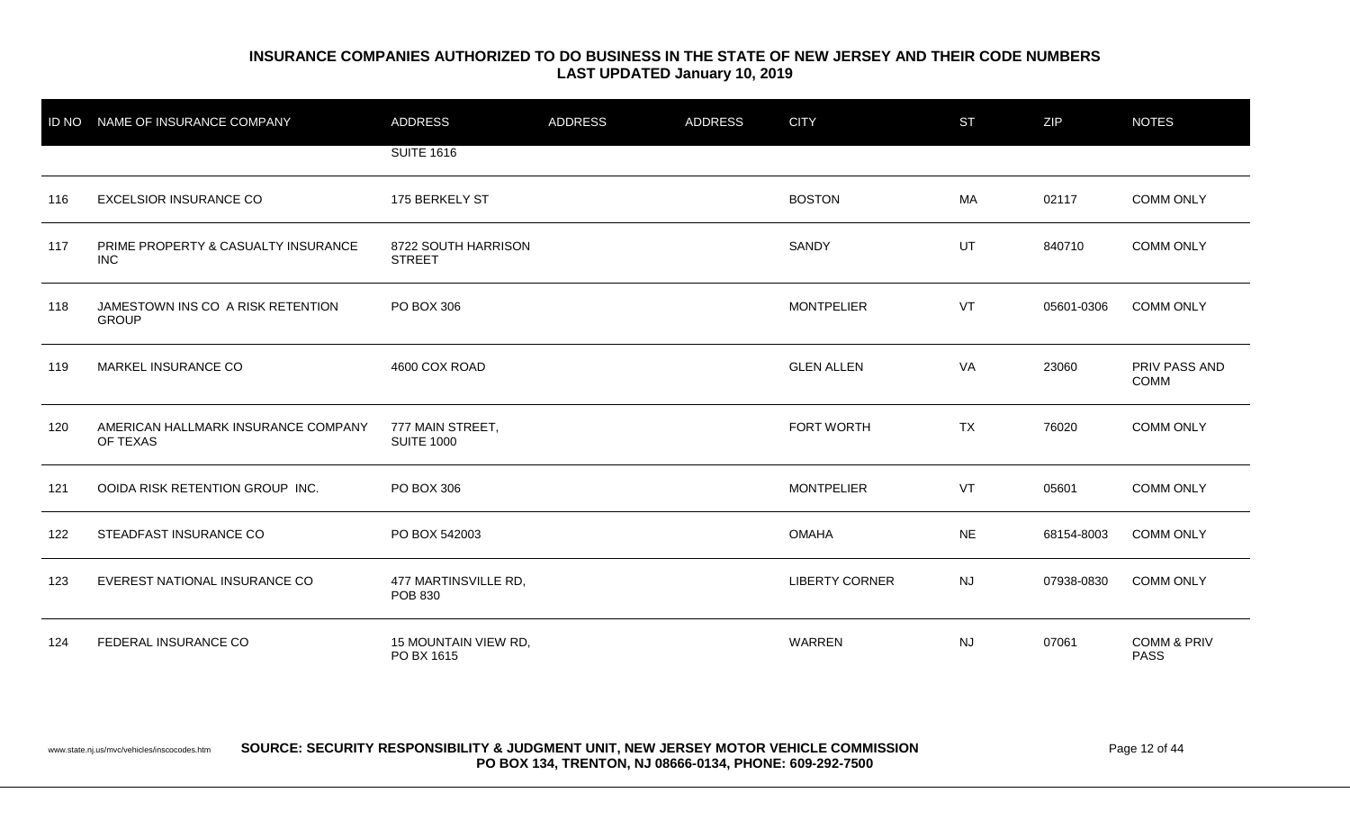## INSURANCE COMPANIES AUTHORIZED TO DO BUSINESS IN THE STATE OF NEW JERSEY AND THEIR CODE NUMBERS
### LAST UPDATED January 10, 2019

| ID NO | NAME OF INSURANCE COMPANY | ADDRESS | ADDRESS | ADDRESS | CITY | ST | ZIP | NOTES |
|---|---|---|---|---|---|---|---|---|
| | | SUITE 1616 | | | | | | |
| 116 | EXCELSIOR INSURANCE CO | 175 BERKELY ST | | | BOSTON | MA | 02117 | COMM ONLY |
| 117 | PRIME PROPERTY & CASUALTY INSURANCE INC | 8722 SOUTH HARRISON STREET | | | SANDY | UT | 840710 | COMM ONLY |
| 118 | JAMESTOWN INS CO A RISK RETENTION GROUP | PO BOX 306 | | | MONTPELIER | VT | 05601-0306 | COMM ONLY |
| 119 | MARKEL INSURANCE CO | 4600 COX ROAD | | | GLEN ALLEN | VA | 23060 | PRIV PASS AND COMM |
| 120 | AMERICAN HALLMARK INSURANCE COMPANY OF TEXAS | 777 MAIN STREET, SUITE 1000 | | | FORT WORTH | TX | 76020 | COMM ONLY |
| 121 | OOIDA RISK RETENTION GROUP INC. | PO BOX 306 | | | MONTPELIER | VT | 05601 | COMM ONLY |
| 122 | STEADFAST INSURANCE CO | PO BOX 542003 | | | OMAHA | NE | 68154-8003 | COMM ONLY |
| 123 | EVEREST NATIONAL INSURANCE CO | 477 MARTINSVILLE RD, POB 830 | | | LIBERTY CORNER | NJ | 07938-0830 | COMM ONLY |
| 124 | FEDERAL INSURANCE CO | 15 MOUNTAIN VIEW RD, PO BX 1615 | | | WARREN | NJ | 07061 | COMM & PRIV PASS |

www.state.nj.us/mvc/vehicles/inscocodes.htm **SOURCE: SECURITY RESPONSIBILITY & JUDGMENT UNIT, NEW JERSEY MOTOR VEHICLE COMMISSION PO BOX 134, TRENTON, NJ 08666-0134, PHONE: 609-292-7500**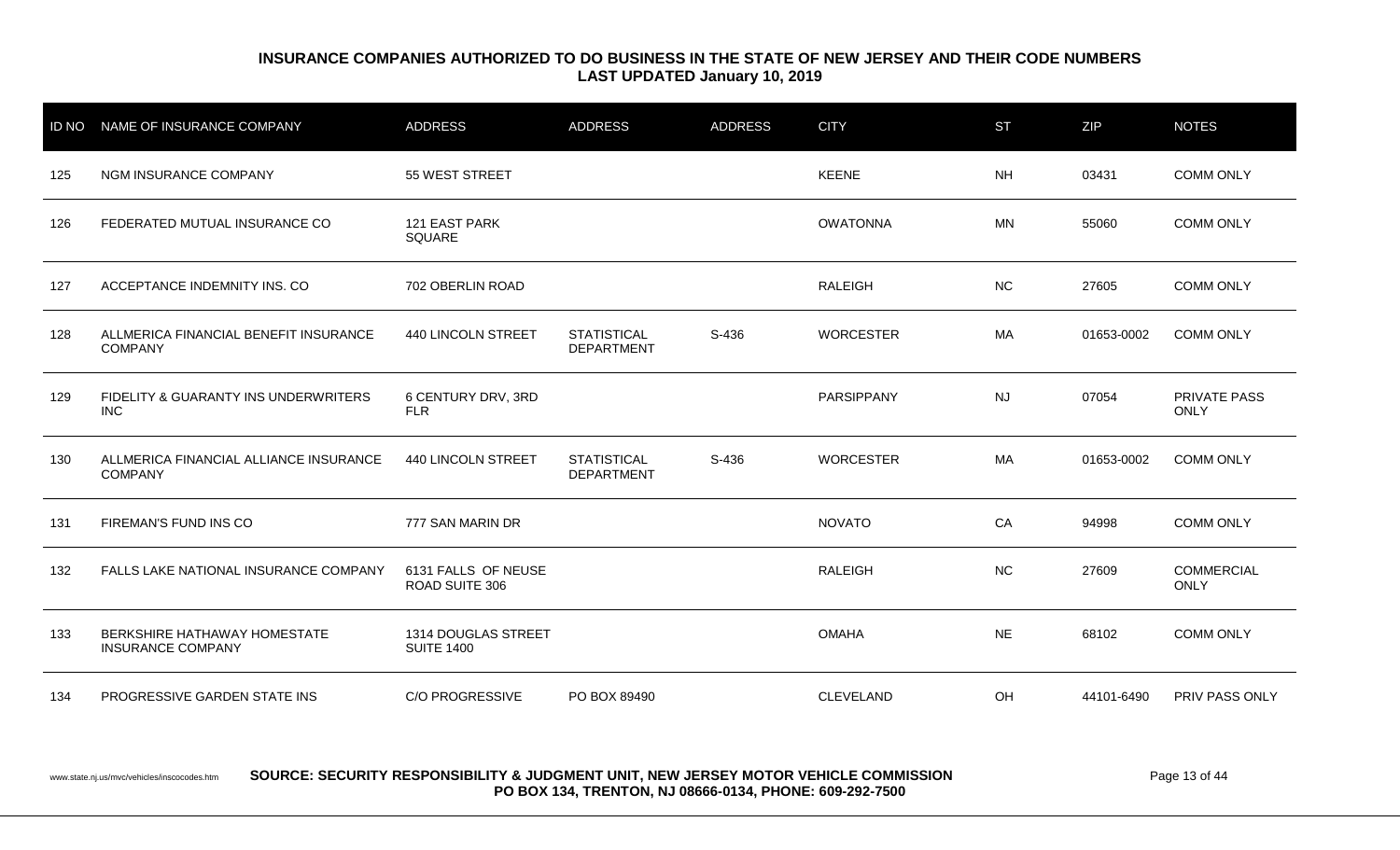**INSURANCE COMPANIES AUTHORIZED TO DO BUSINESS IN THE STATE OF NEW JERSEY AND THEIR CODE NUMBERS**
**LAST UPDATED January 10, 2019**

| ID NO | NAME OF INSURANCE COMPANY | ADDRESS | ADDRESS | ADDRESS | CITY | ST | ZIP | NOTES |
|---|---|---|---|---|---|---|---|---|
| 125 | NGM INSURANCE COMPANY | 55 WEST STREET | | | KEENE | NH | 03431 | COMM ONLY |
| 126 | FEDERATED MUTUAL INSURANCE CO | 121 EAST PARK SQUARE | | | OWATONNA | MN | 55060 | COMM ONLY |
| 127 | ACCEPTANCE INDEMNITY INS. CO | 702 OBERLIN ROAD | | | RALEIGH | NC | 27605 | COMM ONLY |
| 128 | ALLMERICA FINANCIAL BENEFIT INSURANCE COMPANY | 440 LINCOLN STREET | STATISTICAL DEPARTMENT | S-436 | WORCESTER | MA | 01653-0002 | COMM ONLY |
| 129 | FIDELITY & GUARANTY INS UNDERWRITERS INC | 6 CENTURY DRV, 3RD FLR | | | PARSIPPANY | NJ | 07054 | PRIVATE PASS ONLY |
| 130 | ALLMERICA FINANCIAL ALLIANCE INSURANCE COMPANY | 440 LINCOLN STREET | STATISTICAL DEPARTMENT | S-436 | WORCESTER | MA | 01653-0002 | COMM ONLY |
| 131 | FIREMAN'S FUND INS CO | 777 SAN MARIN DR | | | NOVATO | CA | 94998 | COMM ONLY |
| 132 | FALLS LAKE NATIONAL INSURANCE COMPANY | 6131 FALLS OF NEUSE ROAD SUITE 306 | | | RALEIGH | NC | 27609 | COMMERCIAL ONLY |
| 133 | BERKSHIRE HATHAWAY HOMESTATE INSURANCE COMPANY | 1314 DOUGLAS STREET SUITE 1400 | | | OMAHA | NE | 68102 | COMM ONLY |
| 134 | PROGRESSIVE GARDEN STATE INS | C/O PROGRESSIVE | PO BOX 89490 | | CLEVELAND | OH | 44101-6490 | PRIV PASS ONLY |

www.state.nj.us/mvc/vehicles/inscocodes.htm **SOURCE: SECURITY RESPONSIBILITY & JUDGMENT UNIT, NEW JERSEY MOTOR VEHICLE COMMISSION PO BOX 134, TRENTON, NJ 08666-0134, PHONE: 609-292-7500**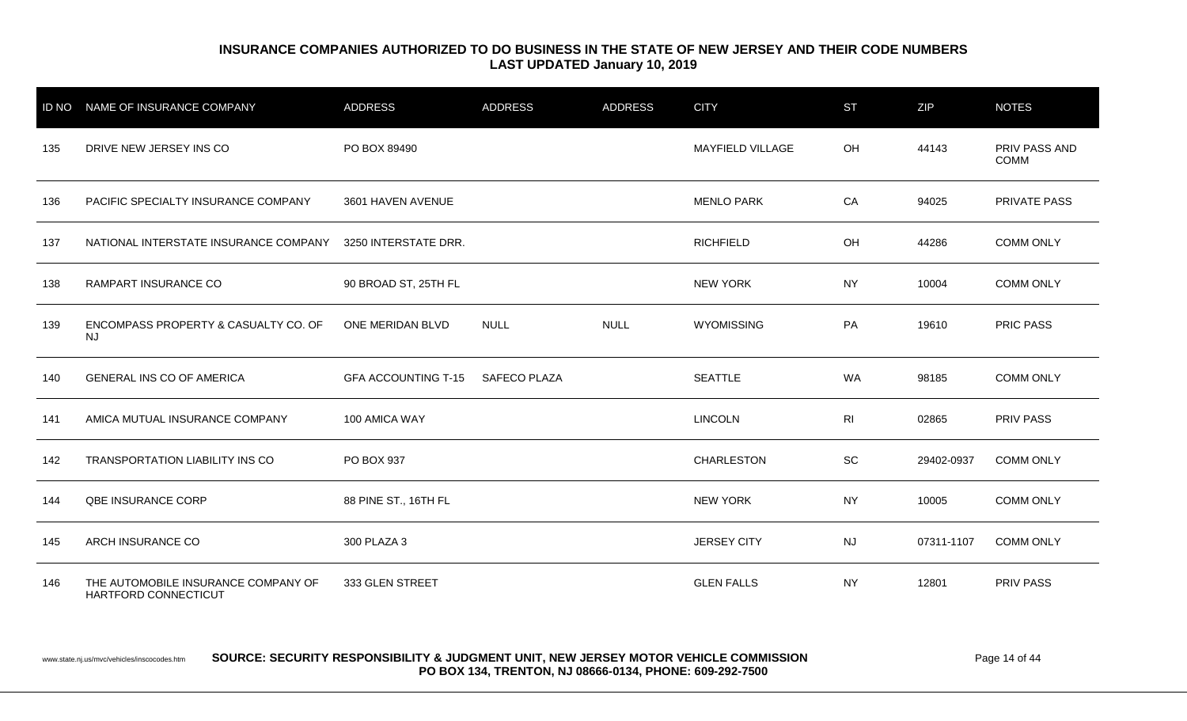**INSURANCE COMPANIES AUTHORIZED TO DO BUSINESS IN THE STATE OF NEW JERSEY AND THEIR CODE NUMBERS**
**LAST UPDATED January 10, 2019**

| ID NO | NAME OF INSURANCE COMPANY | ADDRESS | ADDRESS | ADDRESS | CITY | ST | ZIP | NOTES |
|---|---|---|---|---|---|---|---|---|
| 135 | DRIVE NEW JERSEY INS CO | PO BOX 89490 | | | MAYFIELD VILLAGE | OH | 44143 | PRIV PASS AND COMM |
| 136 | PACIFIC SPECIALTY INSURANCE COMPANY | 3601 HAVEN AVENUE | | | MENLO PARK | CA | 94025 | PRIVATE PASS |
| 137 | NATIONAL INTERSTATE INSURANCE COMPANY | 3250 INTERSTATE DRR. | | | RICHFIELD | OH | 44286 | COMM ONLY |
| 138 | RAMPART INSURANCE CO | 90 BROAD ST, 25TH FL | | | NEW YORK | NY | 10004 | COMM ONLY |
| 139 | ENCOMPASS PROPERTY & CASUALTY CO. OF NJ | ONE MERIDAN BLVD | NULL | NULL | WYOMISSING | PA | 19610 | PRIC PASS |
| 140 | GENERAL INS CO OF AMERICA | GFA ACCOUNTING T-15 | SAFECO PLAZA | | SEATTLE | WA | 98185 | COMM ONLY |
| 141 | AMICA MUTUAL INSURANCE COMPANY | 100 AMICA WAY | | | LINCOLN | RI | 02865 | PRIV PASS |
| 142 | TRANSPORTATION LIABILITY INS CO | PO BOX 937 | | | CHARLESTON | SC | 29402-0937 | COMM ONLY |
| 144 | QBE INSURANCE CORP | 88 PINE ST., 16TH FL | | | NEW YORK | NY | 10005 | COMM ONLY |
| 145 | ARCH INSURANCE CO | 300 PLAZA 3 | | | JERSEY CITY | NJ | 07311-1107 | COMM ONLY |
| 146 | THE AUTOMOBILE INSURANCE COMPANY OF HARTFORD CONNECTICUT | 333 GLEN STREET | | | GLEN FALLS | NY | 12801 | PRIV PASS |

www.state.nj.us/mvc/vehicles/inscocodes.htm **SOURCE: SECURITY RESPONSIBILITY & JUDGMENT UNIT, NEW JERSEY MOTOR VEHICLE COMMISSION PO BOX 134, TRENTON, NJ 08666-0134, PHONE: 609-292-7500**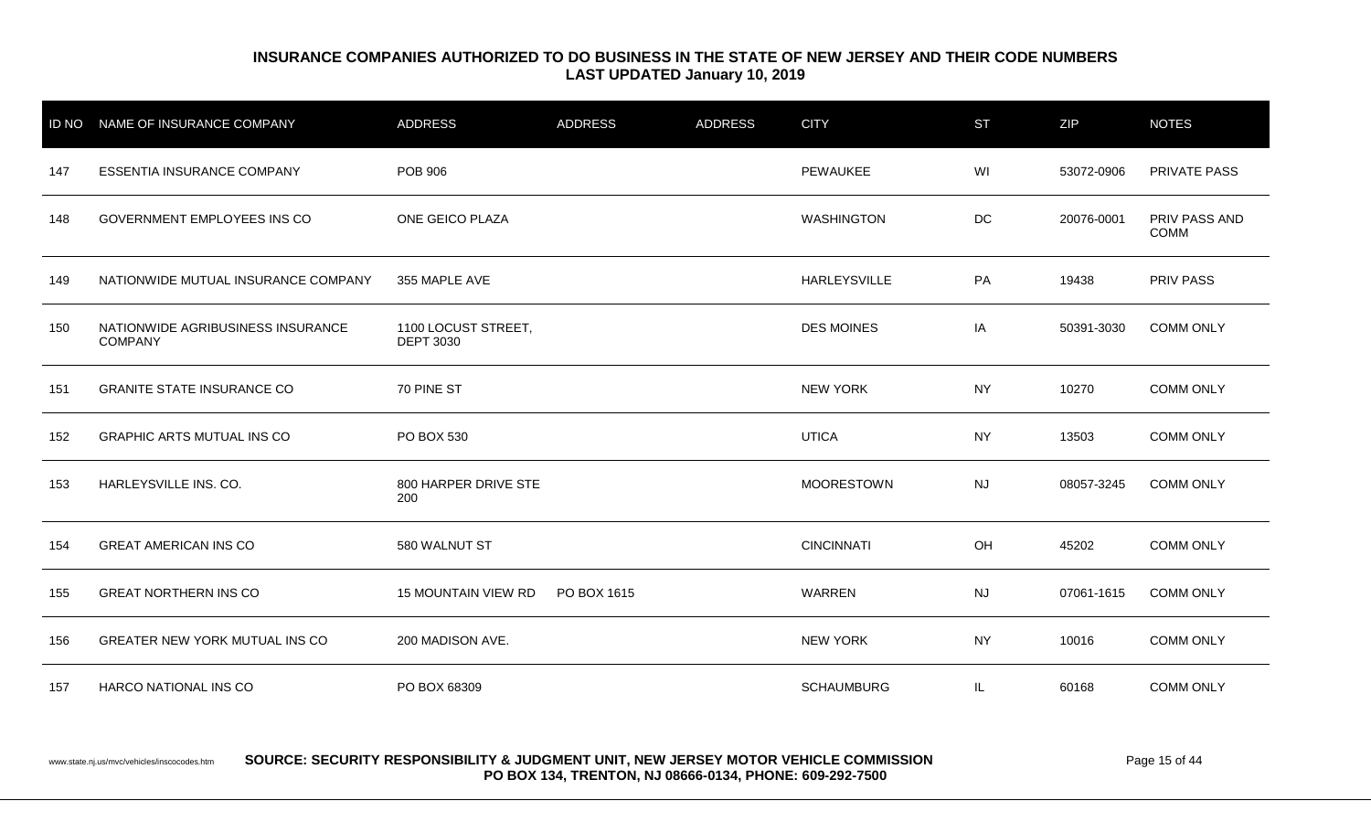## INSURANCE COMPANIES AUTHORIZED TO DO BUSINESS IN THE STATE OF NEW JERSEY AND THEIR CODE NUMBERS
**LAST UPDATED January 10, 2019**

| ID NO | NAME OF INSURANCE COMPANY | ADDRESS | ADDRESS | ADDRESS | CITY | ST | ZIP | NOTES |
|---|---|---|---|---|---|---|---|---|
| 147 | ESSENTIA INSURANCE COMPANY | POB 906 | | | PEWAUKEE | WI | 53072-0906 | PRIVATE PASS |
| 148 | GOVERNMENT EMPLOYEES INS CO | ONE GEICO PLAZA | | | WASHINGTON | DC | 20076-0001 | PRIV PASS AND COMM |
| 149 | NATIONWIDE MUTUAL INSURANCE COMPANY | 355 MAPLE AVE | | | HARLEYSVILLE | PA | 19438 | PRIV PASS |
| 150 | NATIONWIDE AGRIBUSINESS INSURANCE COMPANY | 1100 LOCUST STREET, DEPT 3030 | | | DES MOINES | IA | 50391-3030 | COMM ONLY |
| 151 | GRANITE STATE INSURANCE CO | 70 PINE ST | | | NEW YORK | NY | 10270 | COMM ONLY |
| 152 | GRAPHIC ARTS MUTUAL INS CO | PO BOX 530 | | | UTICA | NY | 13503 | COMM ONLY |
| 153 | HARLEYSVILLE INS. CO. | 800 HARPER DRIVE STE 200 | | | MOORESTOWN | NJ | 08057-3245 | COMM ONLY |
| 154 | GREAT AMERICAN INS CO | 580 WALNUT ST | | | CINCINNATI | OH | 45202 | COMM ONLY |
| 155 | GREAT NORTHERN INS CO | 15 MOUNTAIN VIEW RD | PO BOX 1615 | | WARREN | NJ | 07061-1615 | COMM ONLY |
| 156 | GREATER NEW YORK MUTUAL INS CO | 200 MADISON AVE. | | | NEW YORK | NY | 10016 | COMM ONLY |
| 157 | HARCO NATIONAL INS CO | PO BOX 68309 | | | SCHAUMBURG | IL | 60168 | COMM ONLY |

www.state.nj.us/mvc/vehicles/inscocodes.htm **SOURCE: SECURITY RESPONSIBILITY & JUDGMENT UNIT, NEW JERSEY MOTOR VEHICLE COMMISSION PO BOX 134, TRENTON, NJ 08666-0134, PHONE: 609-292-7500**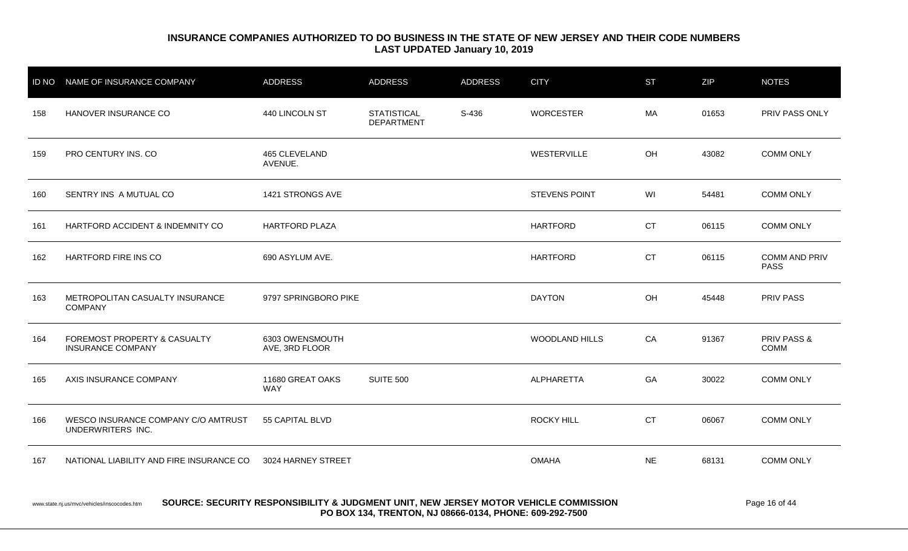**INSURANCE COMPANIES AUTHORIZED TO DO BUSINESS IN THE STATE OF NEW JERSEY AND THEIR CODE NUMBERS**
**LAST UPDATED January 10, 2019**

| ID NO | NAME OF INSURANCE COMPANY | ADDRESS | ADDRESS | ADDRESS | CITY | ST | ZIP | NOTES |
|---|---|---|---|---|---|---|---|---|
| 158 | HANOVER INSURANCE CO | 440 LINCOLN ST | STATISTICAL DEPARTMENT | S-436 | WORCESTER | MA | 01653 | PRIV PASS ONLY |
| 159 | PRO CENTURY INS. CO | 465 CLEVELAND AVENUE. | | | WESTERVILLE | OH | 43082 | COMM ONLY |
| 160 | SENTRY INS A MUTUAL CO | 1421 STRONGS AVE | | | STEVENS POINT | WI | 54481 | COMM ONLY |
| 161 | HARTFORD ACCIDENT & INDEMNITY CO | HARTFORD PLAZA | | | HARTFORD | CT | 06115 | COMM ONLY |
| 162 | HARTFORD FIRE INS CO | 690 ASYLUM AVE. | | | HARTFORD | CT | 06115 | COMM AND PRIV PASS |
| 163 | METROPOLITAN CASUALTY INSURANCE COMPANY | 9797 SPRINGBORO PIKE | | | DAYTON | OH | 45448 | PRIV PASS |
| 164 | FOREMOST PROPERTY & CASUALTY INSURANCE COMPANY | 6303 OWENSMOUTH AVE, 3RD FLOOR | | | WOODLAND HILLS | CA | 91367 | PRIV PASS & COMM |
| 165 | AXIS INSURANCE COMPANY | 11680 GREAT OAKS WAY | SUITE 500 | | ALPHARETTA | GA | 30022 | COMM ONLY |
| 166 | WESCO INSURANCE COMPANY C/O AMTRUST UNDERWRITERS INC. | 55 CAPITAL BLVD | | | ROCKY HILL | CT | 06067 | COMM ONLY |
| 167 | NATIONAL LIABILITY AND FIRE INSURANCE CO | 3024 HARNEY STREET | | | OMAHA | NE | 68131 | COMM ONLY |

www.state.nj.us/mvc/vehicles/inscocodes.htm **SOURCE: SECURITY RESPONSIBILITY & JUDGMENT UNIT, NEW JERSEY MOTOR VEHICLE COMMISSION PO BOX 134, TRENTON, NJ 08666-0134, PHONE: 609-292-7500**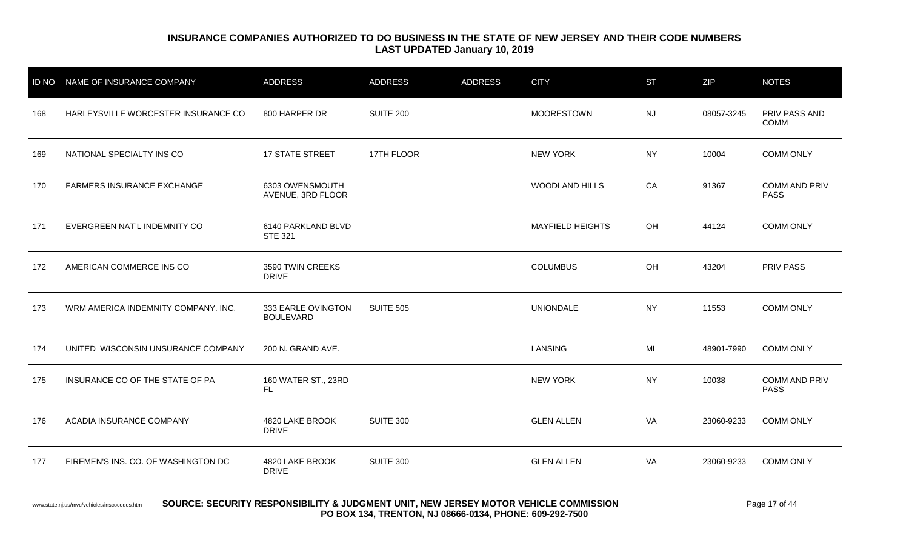**INSURANCE COMPANIES AUTHORIZED TO DO BUSINESS IN THE STATE OF NEW JERSEY AND THEIR CODE NUMBERS**
**LAST UPDATED January 10, 2019**

| ID NO | NAME OF INSURANCE COMPANY | ADDRESS | ADDRESS | ADDRESS | CITY | ST | ZIP | NOTES |
|---|---|---|---|---|---|---|---|---|
| 168 | HARLEYSVILLE WORCESTER INSURANCE CO | 800 HARPER DR | SUITE 200 | | MOORESTOWN | NJ | 08057-3245 | PRIV PASS AND COMM |
| 169 | NATIONAL SPECIALTY INS CO | 17 STATE STREET | 17TH FLOOR | | NEW YORK | NY | 10004 | COMM ONLY |
| 170 | FARMERS INSURANCE EXCHANGE | 6303 OWENSMOUTH AVENUE, 3RD FLOOR | | | WOODLAND HILLS | CA | 91367 | COMM AND PRIV PASS |
| 171 | EVERGREEN NAT'L INDEMNITY CO | 6140 PARKLAND BLVD STE 321 | | | MAYFIELD HEIGHTS | OH | 44124 | COMM ONLY |
| 172 | AMERICAN COMMERCE INS CO | 3590 TWIN CREEKS DRIVE | | | COLUMBUS | OH | 43204 | PRIV PASS |
| 173 | WRM AMERICA INDEMNITY COMPANY. INC. | 333 EARLE OVINGTON BOULEVARD | SUITE 505 | | UNIONDALE | NY | 11553 | COMM ONLY |
| 174 | UNITED WISCONSIN UNSURANCE COMPANY | 200 N. GRAND AVE. | | | LANSING | MI | 48901-7990 | COMM ONLY |
| 175 | INSURANCE CO OF THE STATE OF PA | 160 WATER ST., 23RD FL | | | NEW YORK | NY | 10038 | COMM AND PRIV PASS |
| 176 | ACADIA INSURANCE COMPANY | 4820 LAKE BROOK DRIVE | SUITE 300 | | GLEN ALLEN | VA | 23060-9233 | COMM ONLY |
| 177 | FIREMEN'S INS. CO. OF WASHINGTON DC | 4820 LAKE BROOK DRIVE | SUITE 300 | | GLEN ALLEN | VA | 23060-9233 | COMM ONLY |

www.state.nj.us/mvc/vehicles/inscocodes.htm

**SOURCE: SECURITY RESPONSIBILITY & JUDGMENT UNIT, NEW JERSEY MOTOR VEHICLE COMMISSION**
**PO BOX 134, TRENTON, NJ 08666-0134, PHONE: 609-292-7500**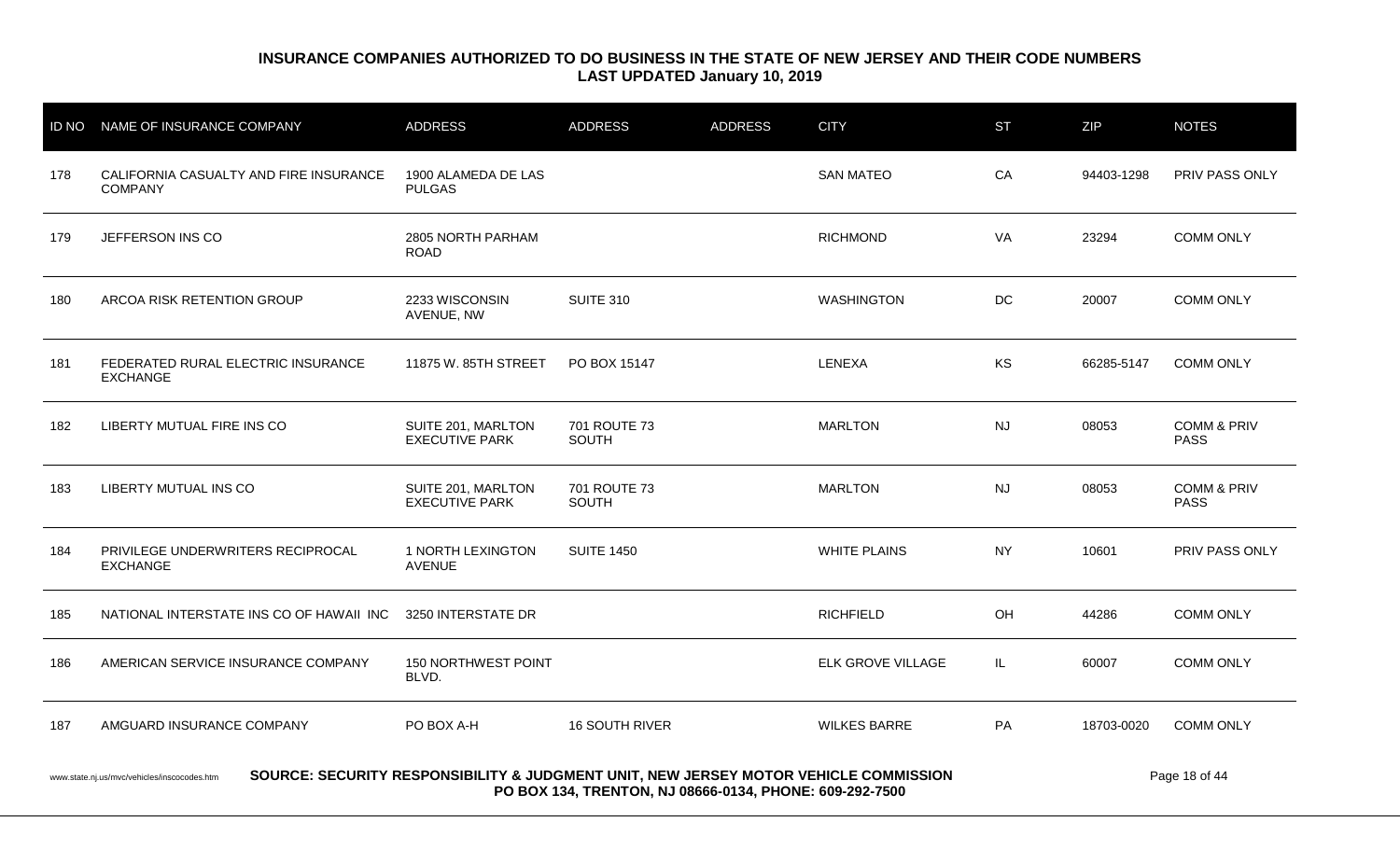# INSURANCE COMPANIES AUTHORIZED TO DO BUSINESS IN THE STATE OF NEW JERSEY AND THEIR CODE NUMBERS

## LAST UPDATED January 10, 2019

| ID NO | NAME OF INSURANCE COMPANY | ADDRESS | ADDRESS | ADDRESS | CITY | ST | ZIP | NOTES |
|---|---|---|---|---|---|---|---|---|
| 178 | CALIFORNIA CASUALTY AND FIRE INSURANCE COMPANY | 1900 ALAMEDA DE LAS PULGAS | | | SAN MATEO | CA | 94403-1298 | PRIV PASS ONLY |
| 179 | JEFFERSON INS CO | 2805 NORTH PARHAM ROAD | | | RICHMOND | VA | 23294 | COMM ONLY |
| 180 | ARCOA RISK RETENTION GROUP | 2233 WISCONSIN AVENUE, NW | SUITE 310 | | WASHINGTON | DC | 20007 | COMM ONLY |
| 181 | FEDERATED RURAL ELECTRIC INSURANCE EXCHANGE | 11875 W. 85TH STREET | PO BOX 15147 | | LENEXA | KS | 66285-5147 | COMM ONLY |
| 182 | LIBERTY MUTUAL FIRE INS CO | SUITE 201, MARLTON EXECUTIVE PARK | 701 ROUTE 73 SOUTH | | MARLTON | NJ | 08053 | COMM & PRIV PASS |
| 183 | LIBERTY MUTUAL INS CO | SUITE 201, MARLTON EXECUTIVE PARK | 701 ROUTE 73 SOUTH | | MARLTON | NJ | 08053 | COMM & PRIV PASS |
| 184 | PRIVILEGE UNDERWRITERS RECIPROCAL EXCHANGE | 1 NORTH LEXINGTON AVENUE | SUITE 1450 | | WHITE PLAINS | NY | 10601 | PRIV PASS ONLY |
| 185 | NATIONAL INTERSTATE INS CO OF HAWAII INC | 3250 INTERSTATE DR | | | RICHFIELD | OH | 44286 | COMM ONLY |
| 186 | AMERICAN SERVICE INSURANCE COMPANY | 150 NORTHWEST POINT BLVD. | | | ELK GROVE VILLAGE | IL | 60007 | COMM ONLY |
| 187 | AMGUARD INSURANCE COMPANY | PO BOX A-H | 16 SOUTH RIVER | | WILKES BARRE | PA | 18703-0020 | COMM ONLY |

www.state.nj.us/mvc/vehicles/inscocodes.htm

**SOURCE: SECURITY RESPONSIBILITY & JUDGMENT UNIT, NEW JERSEY MOTOR VEHICLE COMMISSION**
**PO BOX 134, TRENTON, NJ 08666-0134, PHONE: 609-292-7500**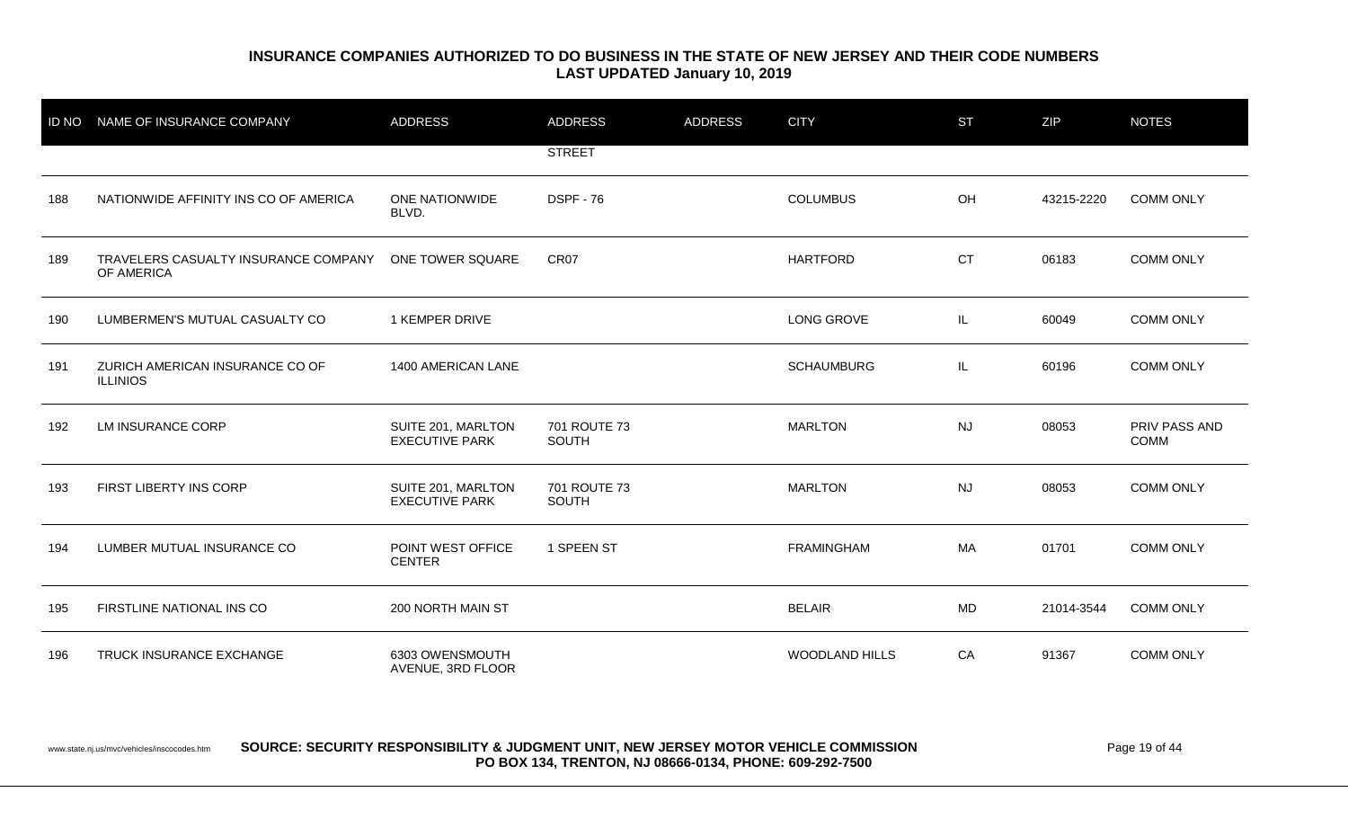**INSURANCE COMPANIES AUTHORIZED TO DO BUSINESS IN THE STATE OF NEW JERSEY AND THEIR CODE NUMBERS**
**LAST UPDATED January 10, 2019**

| ID NO | NAME OF INSURANCE COMPANY | ADDRESS | ADDRESS | ADDRESS | CITY | ST | ZIP | NOTES |
|---|---|---|---|---|---|---|---|---|
| | | | STREET | | | | | |
| 188 | NATIONWIDE AFFINITY INS CO OF AMERICA | ONE NATIONWIDE BLVD. | DSPF - 76 | | COLUMBUS | OH | 43215-2220 | COMM ONLY |
| 189 | TRAVELERS CASUALTY INSURANCE COMPANY OF AMERICA | ONE TOWER SQUARE | CR07 | | HARTFORD | CT | 06183 | COMM ONLY |
| 190 | LUMBERMEN'S MUTUAL CASUALTY CO | 1 KEMPER DRIVE | | | LONG GROVE | IL | 60049 | COMM ONLY |
| 191 | ZURICH AMERICAN INSURANCE CO OF ILLINIOS | 1400 AMERICAN LANE | | | SCHAUMBURG | IL | 60196 | COMM ONLY |
| 192 | LM INSURANCE CORP | SUITE 201, MARLTON EXECUTIVE PARK | 701 ROUTE 73 SOUTH | | MARLTON | NJ | 08053 | PRIV PASS AND COMM |
| 193 | FIRST LIBERTY INS CORP | SUITE 201, MARLTON EXECUTIVE PARK | 701 ROUTE 73 SOUTH | | MARLTON | NJ | 08053 | COMM ONLY |
| 194 | LUMBER MUTUAL INSURANCE CO | POINT WEST OFFICE CENTER | 1 SPEEN ST | | FRAMINGHAM | MA | 01701 | COMM ONLY |
| 195 | FIRSTLINE NATIONAL INS CO | 200 NORTH MAIN ST | | | BELAIR | MD | 21014-3544 | COMM ONLY |
| 196 | TRUCK INSURANCE EXCHANGE | 6303 OWENSMOUTH AVENUE, 3RD FLOOR | | | WOODLAND HILLS | CA | 91367 | COMM ONLY |

www.state.nj.us/mvc/vehicles/inscocodes.htm **SOURCE: SECURITY RESPONSIBILITY & JUDGMENT UNIT, NEW JERSEY MOTOR VEHICLE COMMISSION PO BOX 134, TRENTON, NJ 08666-0134, PHONE: 609-292-7500**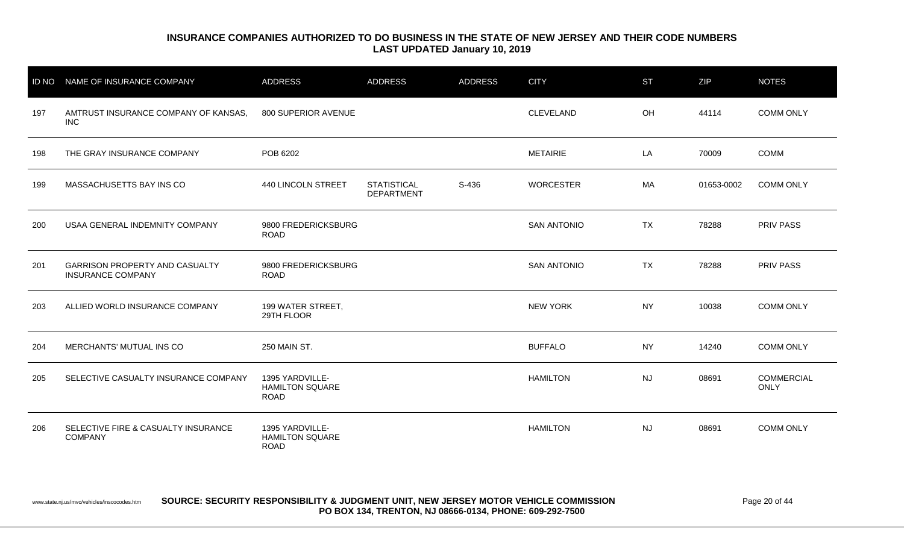**INSURANCE COMPANIES AUTHORIZED TO DO BUSINESS IN THE STATE OF NEW JERSEY AND THEIR CODE NUMBERS**
**LAST UPDATED January 10, 2019**

| ID NO | NAME OF INSURANCE COMPANY | ADDRESS | ADDRESS | ADDRESS | CITY | ST | ZIP | NOTES |
|---|---|---|---|---|---|---|---|---|
| 197 | AMTRUST INSURANCE COMPANY OF KANSAS, INC | 800 SUPERIOR AVENUE | | | CLEVELAND | OH | 44114 | COMM ONLY |
| 198 | THE GRAY INSURANCE COMPANY | POB 6202 | | | METAIRIE | LA | 70009 | COMM |
| 199 | MASSACHUSETTS BAY INS CO | 440 LINCOLN STREET | STATISTICAL DEPARTMENT | S-436 | WORCESTER | MA | 01653-0002 | COMM ONLY |
| 200 | USAA GENERAL INDEMNITY COMPANY | 9800 FREDERICKSBURG ROAD | | | SAN ANTONIO | TX | 78288 | PRIV PASS |
| 201 | GARRISON PROPERTY AND CASUALTY INSURANCE COMPANY | 9800 FREDERICKSBURG ROAD | | | SAN ANTONIO | TX | 78288 | PRIV PASS |
| 203 | ALLIED WORLD INSURANCE COMPANY | 199 WATER STREET, 29TH FLOOR | | | NEW YORK | NY | 10038 | COMM ONLY |
| 204 | MERCHANTS' MUTUAL INS CO | 250 MAIN ST. | | | BUFFALO | NY | 14240 | COMM ONLY |
| 205 | SELECTIVE CASUALTY INSURANCE COMPANY | 1395 YARDVILLE-HAMILTON SQUARE ROAD | | | HAMILTON | NJ | 08691 | COMMERCIAL ONLY |
| 206 | SELECTIVE FIRE & CASUALTY INSURANCE COMPANY | 1395 YARDVILLE-HAMILTON SQUARE ROAD | | | HAMILTON | NJ | 08691 | COMM ONLY |

www.state.nj.us/mvc/vehicles/inscocodes.htm

**SOURCE: SECURITY RESPONSIBILITY & JUDGMENT UNIT, NEW JERSEY MOTOR VEHICLE COMMISSION**
**PO BOX 134, TRENTON, NJ 08666-0134, PHONE: 609-292-7500**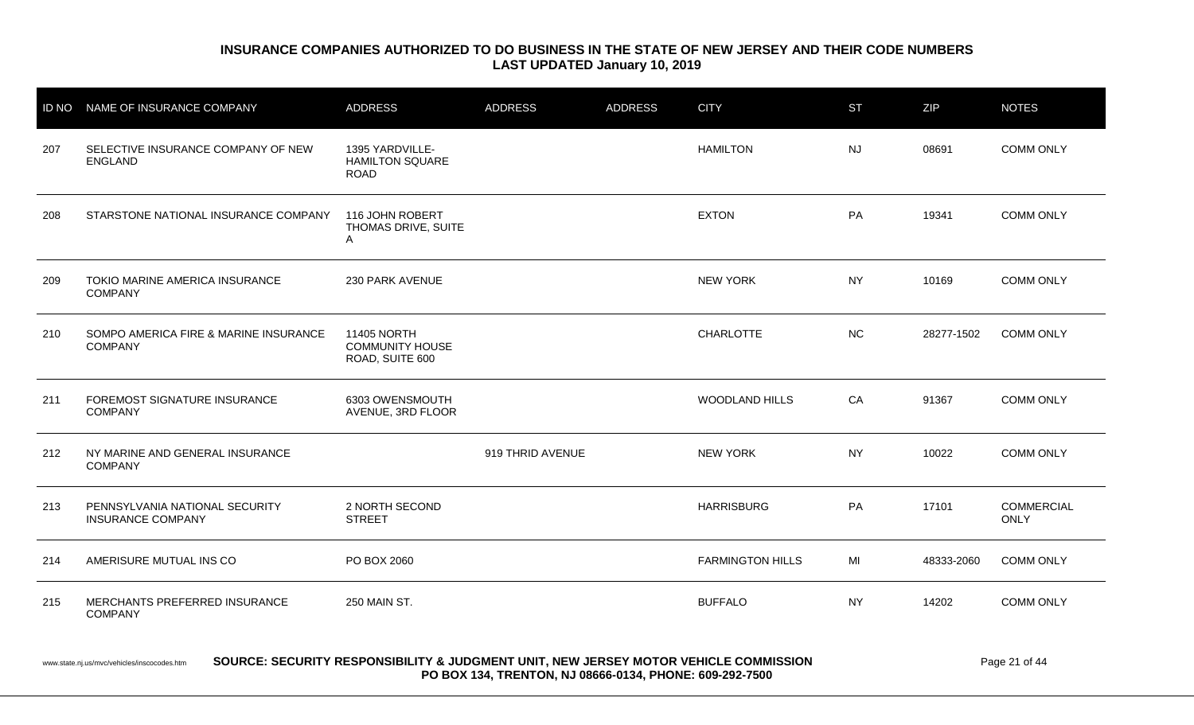**INSURANCE COMPANIES AUTHORIZED TO DO BUSINESS IN THE STATE OF NEW JERSEY AND THEIR CODE NUMBERS**
**LAST UPDATED January 10, 2019**

| ID NO | NAME OF INSURANCE COMPANY | ADDRESS | ADDRESS | ADDRESS | CITY | ST | ZIP | NOTES |
|---|---|---|---|---|---|---|---|---|
| 207 | SELECTIVE INSURANCE COMPANY OF NEW ENGLAND | 1395 YARDVILLE-HAMILTON SQUARE ROAD | | | HAMILTON | NJ | 08691 | COMM ONLY |
| 208 | STARSTONE NATIONAL INSURANCE COMPANY | 116 JOHN ROBERT THOMAS DRIVE, SUITE A | | | EXTON | PA | 19341 | COMM ONLY |
| 209 | TOKIO MARINE AMERICA INSURANCE COMPANY | 230 PARK AVENUE | | | NEW YORK | NY | 10169 | COMM ONLY |
| 210 | SOMPO AMERICA FIRE & MARINE INSURANCE COMPANY | 11405 NORTH COMMUNITY HOUSE ROAD, SUITE 600 | | | CHARLOTTE | NC | 28277-1502 | COMM ONLY |
| 211 | FOREMOST SIGNATURE INSURANCE COMPANY | 6303 OWENSMOUTH AVENUE, 3RD FLOOR | | | WOODLAND HILLS | CA | 91367 | COMM ONLY |
| 212 | NY MARINE AND GENERAL INSURANCE COMPANY | | 919 THRID AVENUE | | NEW YORK | NY | 10022 | COMM ONLY |
| 213 | PENNSYLVANIA NATIONAL SECURITY INSURANCE COMPANY | 2 NORTH SECOND STREET | | | HARRISBURG | PA | 17101 | COMMERCIAL ONLY |
| 214 | AMERISURE MUTUAL INS CO | PO BOX 2060 | | | FARMINGTON HILLS | MI | 48333-2060 | COMM ONLY |
| 215 | MERCHANTS PREFERRED INSURANCE COMPANY | 250 MAIN ST. | | | BUFFALO | NY | 14202 | COMM ONLY |

www.state.nj.us/mvc/vehicles/inscocodes.htm **SOURCE: SECURITY RESPONSIBILITY & JUDGMENT UNIT, NEW JERSEY MOTOR VEHICLE COMMISSION PO BOX 134, TRENTON, NJ 08666-0134, PHONE: 609-292-7500**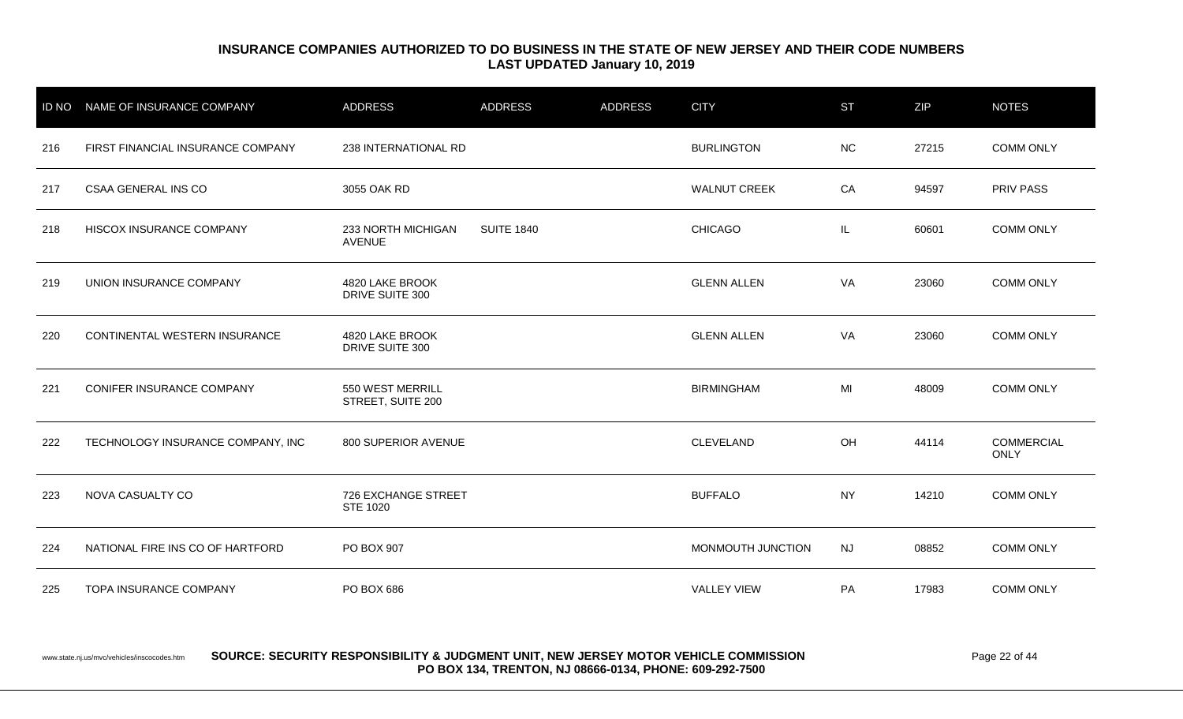**INSURANCE COMPANIES AUTHORIZED TO DO BUSINESS IN THE STATE OF NEW JERSEY AND THEIR CODE NUMBERS**
**LAST UPDATED January 10, 2019**

| ID NO | NAME OF INSURANCE COMPANY | ADDRESS | ADDRESS | ADDRESS | CITY | ST | ZIP | NOTES |
|---|---|---|---|---|---|---|---|---|
| 216 | FIRST FINANCIAL INSURANCE COMPANY | 238 INTERNATIONAL RD | | | BURLINGTON | NC | 27215 | COMM ONLY |
| 217 | CSAA GENERAL INS CO | 3055 OAK RD | | | WALNUT CREEK | CA | 94597 | PRIV PASS |
| 218 | HISCOX INSURANCE COMPANY | 233 NORTH MICHIGAN AVENUE | SUITE 1840 | | CHICAGO | IL | 60601 | COMM ONLY |
| 219 | UNION INSURANCE COMPANY | 4820 LAKE BROOK DRIVE SUITE 300 | | | GLENN ALLEN | VA | 23060 | COMM ONLY |
| 220 | CONTINENTAL WESTERN INSURANCE | 4820 LAKE BROOK DRIVE SUITE 300 | | | GLENN ALLEN | VA | 23060 | COMM ONLY |
| 221 | CONIFER INSURANCE COMPANY | 550 WEST MERRILL STREET, SUITE 200 | | | BIRMINGHAM | MI | 48009 | COMM ONLY |
| 222 | TECHNOLOGY INSURANCE COMPANY, INC | 800 SUPERIOR AVENUE | | | CLEVELAND | OH | 44114 | COMMERCIAL ONLY |
| 223 | NOVA CASUALTY CO | 726 EXCHANGE STREET STE 1020 | | | BUFFALO | NY | 14210 | COMM ONLY |
| 224 | NATIONAL FIRE INS CO OF HARTFORD | PO BOX 907 | | | MONMOUTH JUNCTION | NJ | 08852 | COMM ONLY |
| 225 | TOPA INSURANCE COMPANY | PO BOX 686 | | | VALLEY VIEW | PA | 17983 | COMM ONLY |

www.state.nj.us/mvc/vehicles/inscocodes.htm **SOURCE: SECURITY RESPONSIBILITY & JUDGMENT UNIT, NEW JERSEY MOTOR VEHICLE COMMISSION PO BOX 134, TRENTON, NJ 08666-0134, PHONE: 609-292-7500**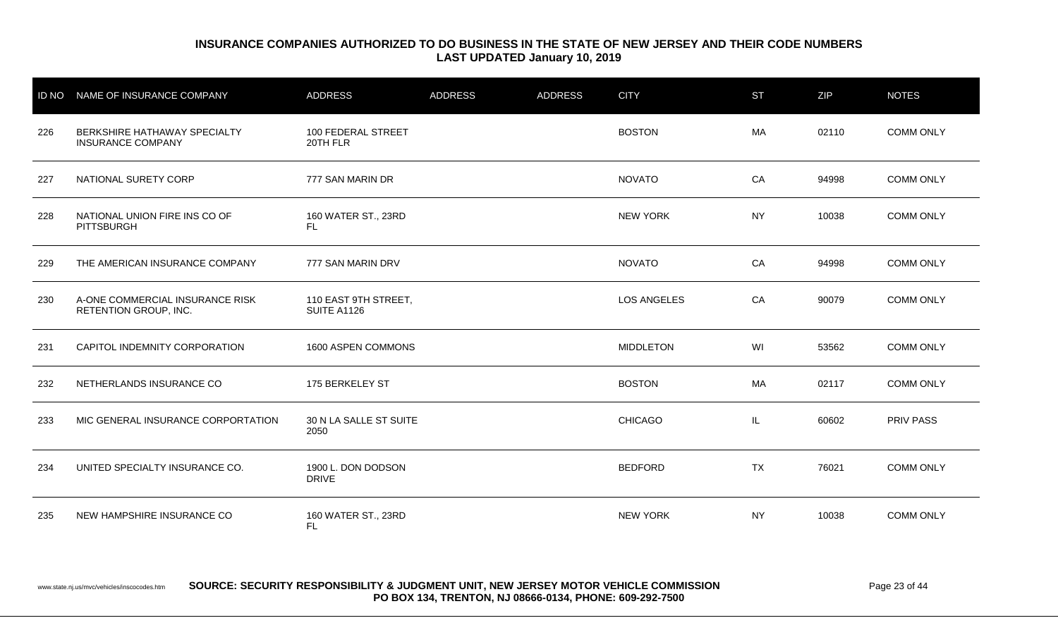## INSURANCE COMPANIES AUTHORIZED TO DO BUSINESS IN THE STATE OF NEW JERSEY AND THEIR CODE NUMBERS
### LAST UPDATED January 10, 2019

| ID NO | NAME OF INSURANCE COMPANY | ADDRESS | ADDRESS | ADDRESS | CITY | ST | ZIP | NOTES |
|---|---|---|---|---|---|---|---|---|
| 226 | BERKSHIRE HATHAWAY SPECIALTY INSURANCE COMPANY | 100 FEDERAL STREET 20TH FLR | | | BOSTON | MA | 02110 | COMM ONLY |
| 227 | NATIONAL SURETY CORP | 777 SAN MARIN DR | | | NOVATO | CA | 94998 | COMM ONLY |
| 228 | NATIONAL UNION FIRE INS CO OF PITTSBURGH | 160 WATER ST., 23RD FL | | | NEW YORK | NY | 10038 | COMM ONLY |
| 229 | THE AMERICAN INSURANCE COMPANY | 777 SAN MARIN DRV | | | NOVATO | CA | 94998 | COMM ONLY |
| 230 | A-ONE COMMERCIAL INSURANCE RISK RETENTION GROUP, INC. | 110 EAST 9TH STREET, SUITE A1126 | | | LOS ANGELES | CA | 90079 | COMM ONLY |
| 231 | CAPITOL INDEMNITY CORPORATION | 1600 ASPEN COMMONS | | | MIDDLETON | WI | 53562 | COMM ONLY |
| 232 | NETHERLANDS INSURANCE CO | 175 BERKELEY ST | | | BOSTON | MA | 02117 | COMM ONLY |
| 233 | MIC GENERAL INSURANCE CORPORTATION | 30 N LA SALLE ST SUITE 2050 | | | CHICAGO | IL | 60602 | PRIV PASS |
| 234 | UNITED SPECIALTY INSURANCE CO. | 1900 L. DON DODSON DRIVE | | | BEDFORD | TX | 76021 | COMM ONLY |
| 235 | NEW HAMPSHIRE INSURANCE CO | 160 WATER ST., 23RD FL | | | NEW YORK | NY | 10038 | COMM ONLY |

www.state.nj.us/mvc/vehicles/inscocodes.htm **SOURCE: SECURITY RESPONSIBILITY & JUDGMENT UNIT, NEW JERSEY MOTOR VEHICLE COMMISSION PO BOX 134, TRENTON, NJ 08666-0134, PHONE: 609-292-7500**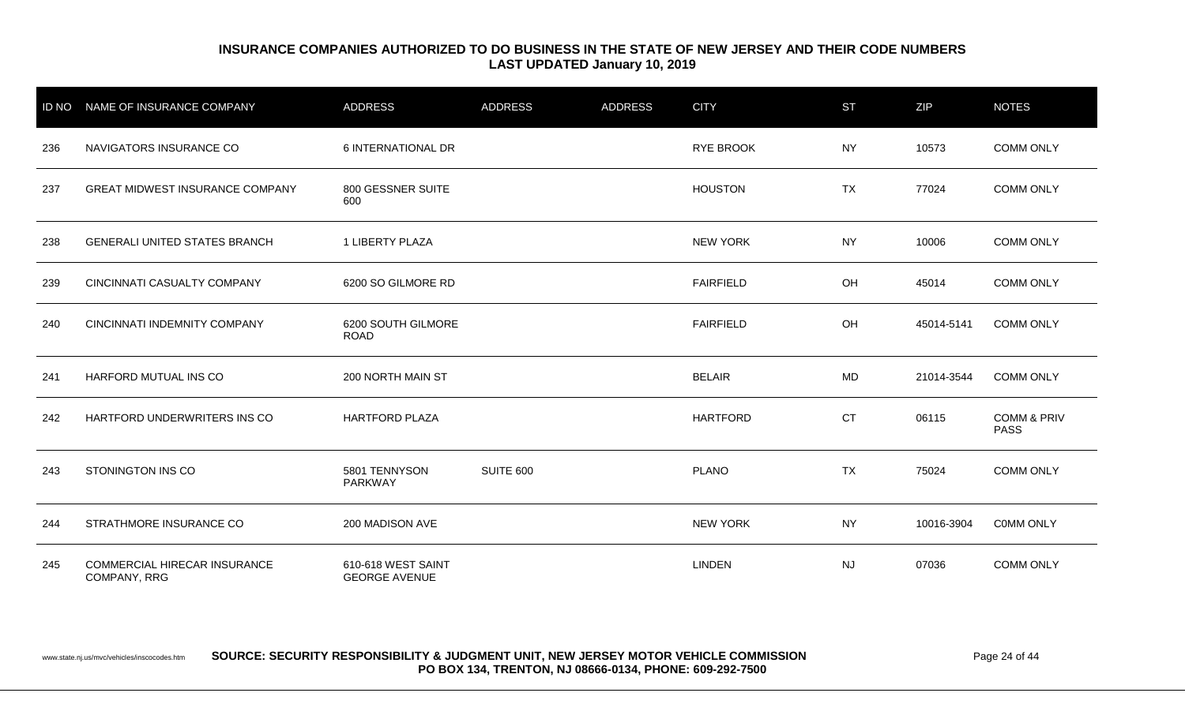**INSURANCE COMPANIES AUTHORIZED TO DO BUSINESS IN THE STATE OF NEW JERSEY AND THEIR CODE NUMBERS**
**LAST UPDATED January 10, 2019**

| ID NO | NAME OF INSURANCE COMPANY | ADDRESS | ADDRESS | ADDRESS | CITY | ST | ZIP | NOTES |
|---|---|---|---|---|---|---|---|---|
| 236 | NAVIGATORS INSURANCE CO | 6 INTERNATIONAL DR | | | RYE BROOK | NY | 10573 | COMM ONLY |
| 237 | GREAT MIDWEST INSURANCE COMPANY | 800 GESSNER SUITE 600 | | | HOUSTON | TX | 77024 | COMM ONLY |
| 238 | GENERALI UNITED STATES BRANCH | 1 LIBERTY PLAZA | | | NEW YORK | NY | 10006 | COMM ONLY |
| 239 | CINCINNATI CASUALTY COMPANY | 6200 SO GILMORE RD | | | FAIRFIELD | OH | 45014 | COMM ONLY |
| 240 | CINCINNATI INDEMNITY COMPANY | 6200 SOUTH GILMORE ROAD | | | FAIRFIELD | OH | 45014-5141 | COMM ONLY |
| 241 | HARFORD MUTUAL INS CO | 200 NORTH MAIN ST | | | BELAIR | MD | 21014-3544 | COMM ONLY |
| 242 | HARTFORD UNDERWRITERS INS CO | HARTFORD PLAZA | | | HARTFORD | CT | 06115 | COMM & PRIV PASS |
| 243 | STONINGTON INS CO | 5801 TENNYSON PARKWAY | SUITE 600 | | PLANO | TX | 75024 | COMM ONLY |
| 244 | STRATHMORE INSURANCE CO | 200 MADISON AVE | | | NEW YORK | NY | 10016-3904 | C0MM ONLY |
| 245 | COMMERCIAL HIRECAR INSURANCE COMPANY, RRG | 610-618 WEST SAINT GEORGE AVENUE | | | LINDEN | NJ | 07036 | COMM ONLY |

www.state.nj.us/mvc/vehicles/inscocodes.htm **SOURCE: SECURITY RESPONSIBILITY & JUDGMENT UNIT, NEW JERSEY MOTOR VEHICLE COMMISSION PO BOX 134, TRENTON, NJ 08666-0134, PHONE: 609-292-7500**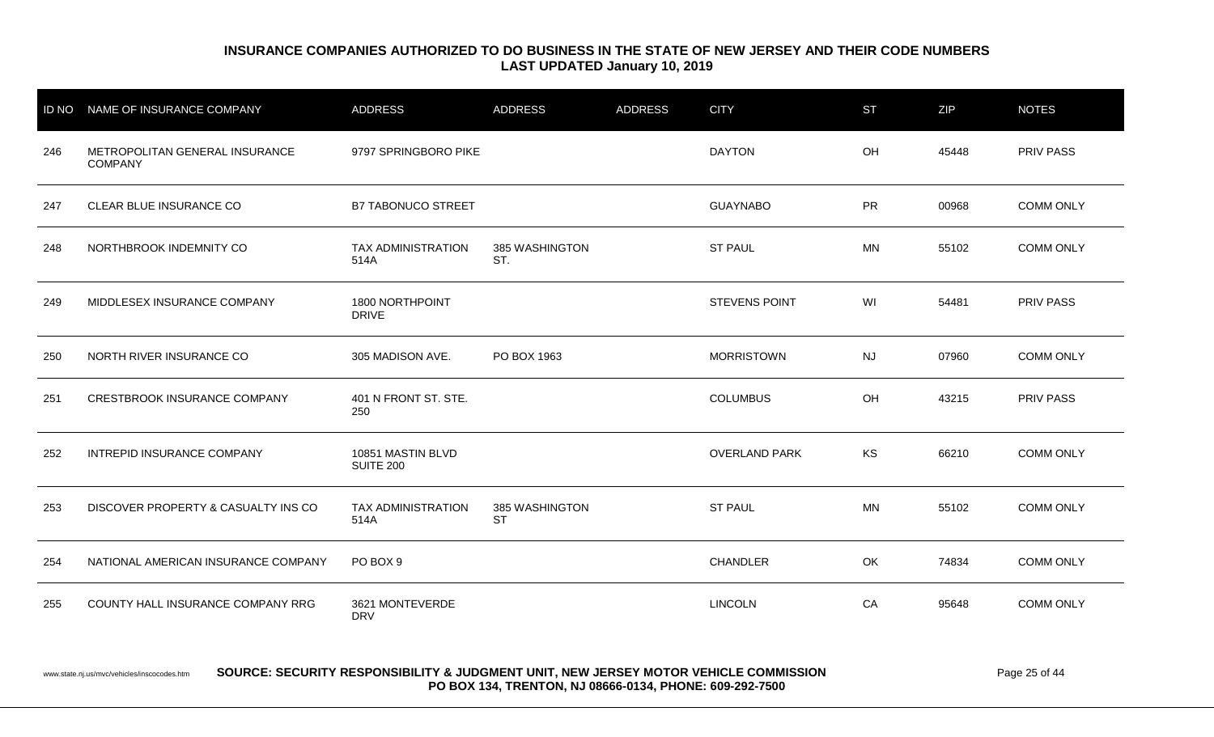## INSURANCE COMPANIES AUTHORIZED TO DO BUSINESS IN THE STATE OF NEW JERSEY AND THEIR CODE NUMBERS
**LAST UPDATED January 10, 2019**

| ID NO | NAME OF INSURANCE COMPANY | ADDRESS | ADDRESS | ADDRESS | CITY | ST | ZIP | NOTES |
|---|---|---|---|---|---|---|---|---|
| 246 | METROPOLITAN GENERAL INSURANCE COMPANY | 9797 SPRINGBORO PIKE | | | DAYTON | OH | 45448 | PRIV PASS |
| 247 | CLEAR BLUE INSURANCE CO | B7 TABONUCO STREET | | | GUAYNABO | PR | 00968 | COMM ONLY |
| 248 | NORTHBROOK INDEMNITY CO | TAX ADMINISTRATION 514A | 385 WASHINGTON ST. | | ST PAUL | MN | 55102 | COMM ONLY |
| 249 | MIDDLESEX INSURANCE COMPANY | 1800 NORTHPOINT DRIVE | | | STEVENS POINT | WI | 54481 | PRIV PASS |
| 250 | NORTH RIVER INSURANCE CO | 305 MADISON AVE. | PO BOX 1963 | | MORRISTOWN | NJ | 07960 | COMM ONLY |
| 251 | CRESTBROOK INSURANCE COMPANY | 401 N FRONT ST. STE. 250 | | | COLUMBUS | OH | 43215 | PRIV PASS |
| 252 | INTREPID INSURANCE COMPANY | 10851 MASTIN BLVD SUITE 200 | | | OVERLAND PARK | KS | 66210 | COMM ONLY |
| 253 | DISCOVER PROPERTY & CASUALTY INS CO | TAX ADMINISTRATION 514A | 385 WASHINGTON ST | | ST PAUL | MN | 55102 | COMM ONLY |
| 254 | NATIONAL AMERICAN INSURANCE COMPANY | PO BOX 9 | | | CHANDLER | OK | 74834 | COMM ONLY |
| 255 | COUNTY HALL INSURANCE COMPANY RRG | 3621 MONTEVERDE DRV | | | LINCOLN | CA | 95648 | COMM ONLY |

www.state.nj.us/mvc/vehicles/inscocodes.htm **SOURCE: SECURITY RESPONSIBILITY & JUDGMENT UNIT, NEW JERSEY MOTOR VEHICLE COMMISSION PO BOX 134, TRENTON, NJ 08666-0134, PHONE: 609-292-7500**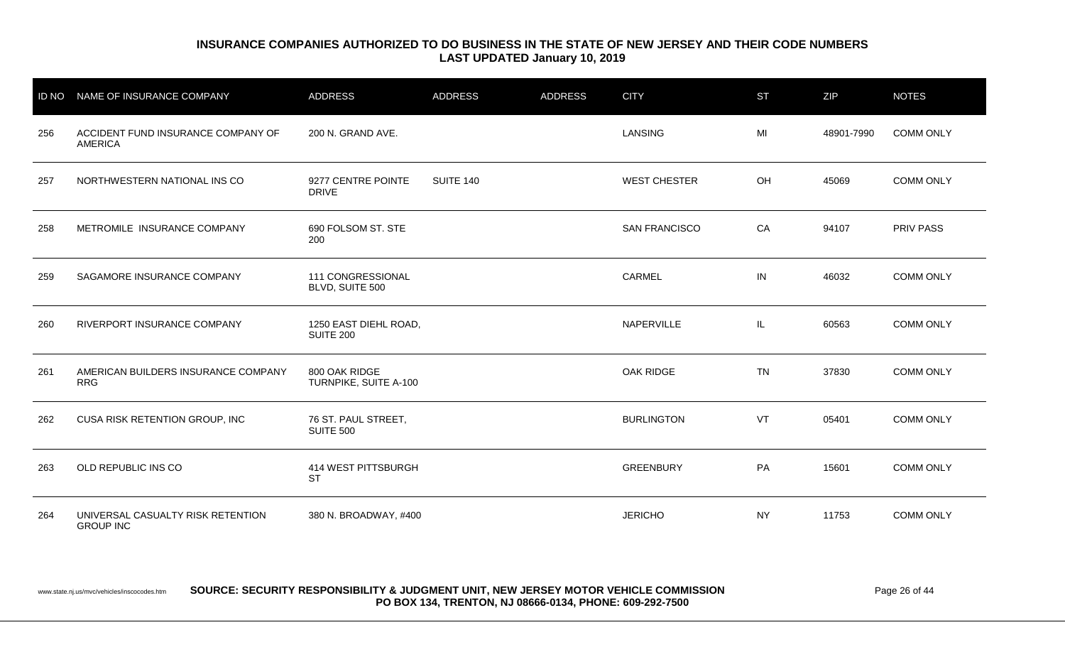## INSURANCE COMPANIES AUTHORIZED TO DO BUSINESS IN THE STATE OF NEW JERSEY AND THEIR CODE NUMBERS
### LAST UPDATED January 10, 2019

| ID NO | NAME OF INSURANCE COMPANY | ADDRESS | ADDRESS | ADDRESS | CITY | ST | ZIP | NOTES |
|---|---|---|---|---|---|---|---|---|
| 256 | ACCIDENT FUND INSURANCE COMPANY OF AMERICA | 200 N. GRAND AVE. | | | LANSING | MI | 48901-7990 | COMM ONLY |
| 257 | NORTHWESTERN NATIONAL INS CO | 9277 CENTRE POINTE DRIVE | SUITE 140 | | WEST CHESTER | OH | 45069 | COMM ONLY |
| 258 | METROMILE INSURANCE COMPANY | 690 FOLSOM ST. STE 200 | | | SAN FRANCISCO | CA | 94107 | PRIV PASS |
| 259 | SAGAMORE INSURANCE COMPANY | 111 CONGRESSIONAL BLVD, SUITE 500 | | | CARMEL | IN | 46032 | COMM ONLY |
| 260 | RIVERPORT INSURANCE COMPANY | 1250 EAST DIEHL ROAD, SUITE 200 | | | NAPERVILLE | IL | 60563 | COMM ONLY |
| 261 | AMERICAN BUILDERS INSURANCE COMPANY RRG | 800 OAK RIDGE TURNPIKE, SUITE A-100 | | | OAK RIDGE | TN | 37830 | COMM ONLY |
| 262 | CUSA RISK RETENTION GROUP, INC | 76 ST. PAUL STREET, SUITE 500 | | | BURLINGTON | VT | 05401 | COMM ONLY |
| 263 | OLD REPUBLIC INS CO | 414 WEST PITTSBURGH ST | | | GREENBURY | PA | 15601 | COMM ONLY |
| 264 | UNIVERSAL CASUALTY RISK RETENTION GROUP INC | 380 N. BROADWAY, #400 | | | JERICHO | NY | 11753 | COMM ONLY |

www.state.nj.us/mvc/vehicles/inscocodes.htm **SOURCE: SECURITY RESPONSIBILITY & JUDGMENT UNIT, NEW JERSEY MOTOR VEHICLE COMMISSION PO BOX 134, TRENTON, NJ 08666-0134, PHONE: 609-292-7500**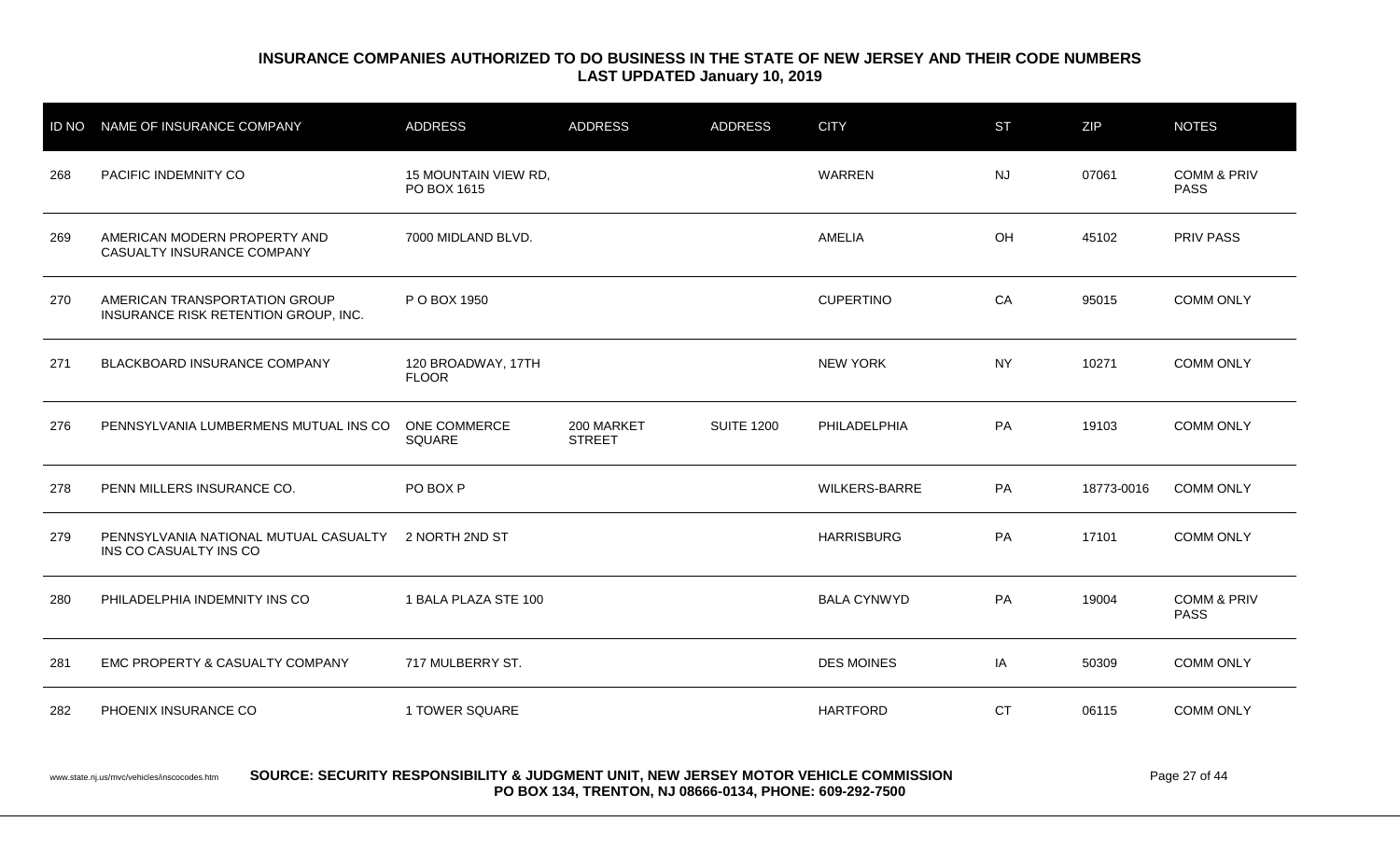**INSURANCE COMPANIES AUTHORIZED TO DO BUSINESS IN THE STATE OF NEW JERSEY AND THEIR CODE NUMBERS**
**LAST UPDATED January 10, 2019**

| ID NO | NAME OF INSURANCE COMPANY | ADDRESS | ADDRESS | ADDRESS | CITY | ST | ZIP | NOTES |
|---|---|---|---|---|---|---|---|---|
| 268 | PACIFIC INDEMNITY CO | 15 MOUNTAIN VIEW RD, PO BOX 1615 | | | WARREN | NJ | 07061 | COMM & PRIV PASS |
| 269 | AMERICAN MODERN PROPERTY AND CASUALTY INSURANCE COMPANY | 7000 MIDLAND BLVD. | | | AMELIA | OH | 45102 | PRIV PASS |
| 270 | AMERICAN TRANSPORTATION GROUP INSURANCE RISK RETENTION GROUP, INC. | P O BOX 1950 | | | CUPERTINO | CA | 95015 | COMM ONLY |
| 271 | BLACKBOARD INSURANCE COMPANY | 120 BROADWAY, 17TH FLOOR | | | NEW YORK | NY | 10271 | COMM ONLY |
| 276 | PENNSYLVANIA LUMBERMENS MUTUAL INS CO | ONE COMMERCE SQUARE | 200 MARKET STREET | SUITE 1200 | PHILADELPHIA | PA | 19103 | COMM ONLY |
| 278 | PENN MILLERS INSURANCE CO. | PO BOX P | | | WILKERS-BARRE | PA | 18773-0016 | COMM ONLY |
| 279 | PENNSYLVANIA NATIONAL MUTUAL CASUALTY INS CO CASUALTY INS CO | 2 NORTH 2ND ST | | | HARRISBURG | PA | 17101 | COMM ONLY |
| 280 | PHILADELPHIA INDEMNITY INS CO | 1 BALA PLAZA STE 100 | | | BALA CYNWYD | PA | 19004 | COMM & PRIV PASS |
| 281 | EMC PROPERTY & CASUALTY COMPANY | 717 MULBERRY ST. | | | DES MOINES | IA | 50309 | COMM ONLY |
| 282 | PHOENIX INSURANCE CO | 1 TOWER SQUARE | | | HARTFORD | CT | 06115 | COMM ONLY |

www.state.nj.us/mvc/vehicles/inscocodes.htm **SOURCE: SECURITY RESPONSIBILITY & JUDGMENT UNIT, NEW JERSEY MOTOR VEHICLE COMMISSION PO BOX 134, TRENTON, NJ 08666-0134, PHONE: 609-292-7500**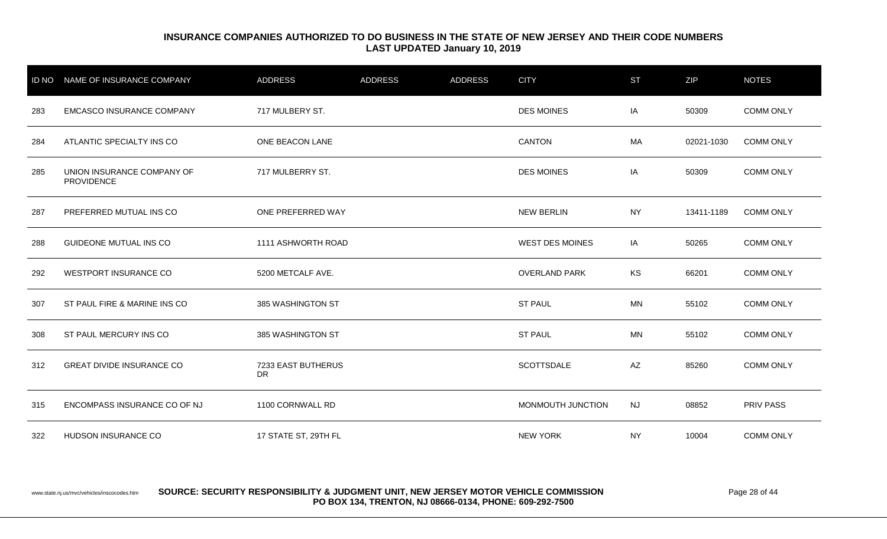**INSURANCE COMPANIES AUTHORIZED TO DO BUSINESS IN THE STATE OF NEW JERSEY AND THEIR CODE NUMBERS**
**LAST UPDATED January 10, 2019**

| ID NO | NAME OF INSURANCE COMPANY | ADDRESS | ADDRESS | ADDRESS | CITY | ST | ZIP | NOTES |
|---|---|---|---|---|---|---|---|---|
| 283 | EMCASCO INSURANCE COMPANY | 717 MULBERY ST. | | | DES MOINES | IA | 50309 | COMM ONLY |
| 284 | ATLANTIC SPECIALTY INS CO | ONE BEACON LANE | | | CANTON | MA | 02021-1030 | COMM ONLY |
| 285 | UNION INSURANCE COMPANY OF PROVIDENCE | 717 MULBERRY ST. | | | DES MOINES | IA | 50309 | COMM ONLY |
| 287 | PREFERRED MUTUAL INS CO | ONE PREFERRED WAY | | | NEW BERLIN | NY | 13411-1189 | COMM ONLY |
| 288 | GUIDEONE MUTUAL INS CO | 1111 ASHWORTH ROAD | | | WEST DES MOINES | IA | 50265 | COMM ONLY |
| 292 | WESTPORT INSURANCE CO | 5200 METCALF AVE. | | | OVERLAND PARK | KS | 66201 | COMM ONLY |
| 307 | ST PAUL FIRE & MARINE INS CO | 385 WASHINGTON ST | | | ST PAUL | MN | 55102 | COMM ONLY |
| 308 | ST PAUL MERCURY INS CO | 385 WASHINGTON ST | | | ST PAUL | MN | 55102 | COMM ONLY |
| 312 | GREAT DIVIDE INSURANCE CO | 7233 EAST BUTHERUS DR | | | SCOTTSDALE | AZ | 85260 | COMM ONLY |
| 315 | ENCOMPASS INSURANCE CO OF NJ | 1100 CORNWALL RD | | | MONMOUTH JUNCTION | NJ | 08852 | PRIV PASS |
| 322 | HUDSON INSURANCE CO | 17 STATE ST, 29TH FL | | | NEW YORK | NY | 10004 | COMM ONLY |

www.state.nj.us/mvc/vehicles/inscocodes.htm **SOURCE: SECURITY RESPONSIBILITY & JUDGMENT UNIT, NEW JERSEY MOTOR VEHICLE COMMISSION PO BOX 134, TRENTON, NJ 08666-0134, PHONE: 609-292-7500**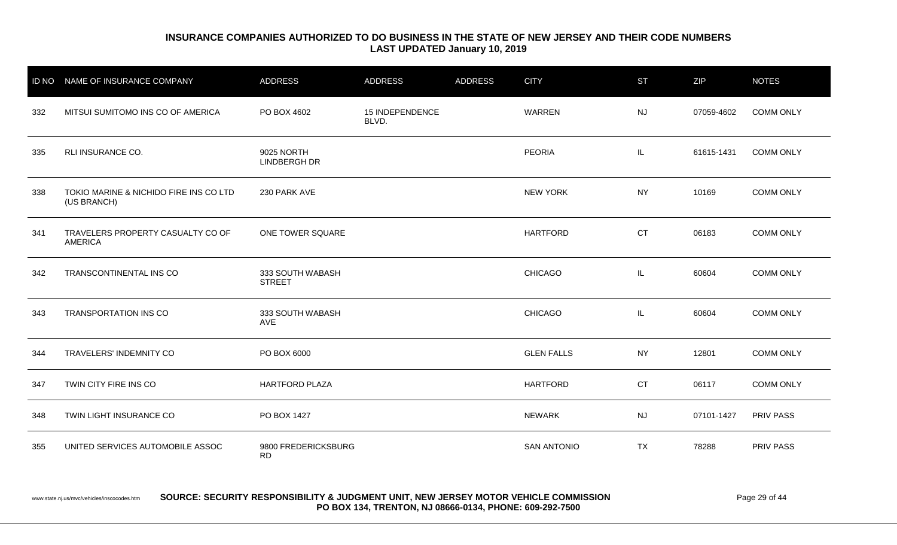**INSURANCE COMPANIES AUTHORIZED TO DO BUSINESS IN THE STATE OF NEW JERSEY AND THEIR CODE NUMBERS**
**LAST UPDATED January 10, 2019**

| ID NO | NAME OF INSURANCE COMPANY | ADDRESS | ADDRESS | ADDRESS | CITY | ST | ZIP | NOTES |
|---|---|---|---|---|---|---|---|---|
| 332 | MITSUI SUMITOMO INS CO OF AMERICA | PO BOX 4602 | 15 INDEPENDENCE BLVD. | | WARREN | NJ | 07059-4602 | COMM ONLY |
| 335 | RLI INSURANCE CO. | 9025 NORTH LINDBERGH DR | | | PEORIA | IL | 61615-1431 | COMM ONLY |
| 338 | TOKIO MARINE & NICHIDO FIRE INS CO LTD (US BRANCH) | 230 PARK AVE | | | NEW YORK | NY | 10169 | COMM ONLY |
| 341 | TRAVELERS PROPERTY CASUALTY CO OF AMERICA | ONE TOWER SQUARE | | | HARTFORD | CT | 06183 | COMM ONLY |
| 342 | TRANSCONTINENTAL INS CO | 333 SOUTH WABASH STREET | | | CHICAGO | IL | 60604 | COMM ONLY |
| 343 | TRANSPORTATION INS CO | 333 SOUTH WABASH AVE | | | CHICAGO | IL | 60604 | COMM ONLY |
| 344 | TRAVELERS' INDEMNITY CO | PO BOX 6000 | | | GLEN FALLS | NY | 12801 | COMM ONLY |
| 347 | TWIN CITY FIRE INS CO | HARTFORD PLAZA | | | HARTFORD | CT | 06117 | COMM ONLY |
| 348 | TWIN LIGHT INSURANCE CO | PO BOX 1427 | | | NEWARK | NJ | 07101-1427 | PRIV PASS |
| 355 | UNITED SERVICES AUTOMOBILE ASSOC | 9800 FREDERICKSBURG RD | | | SAN ANTONIO | TX | 78288 | PRIV PASS |

www.state.nj.us/mvc/vehicles/inscocodes.htm **SOURCE: SECURITY RESPONSIBILITY & JUDGMENT UNIT, NEW JERSEY MOTOR VEHICLE COMMISSION PO BOX 134, TRENTON, NJ 08666-0134, PHONE: 609-292-7500**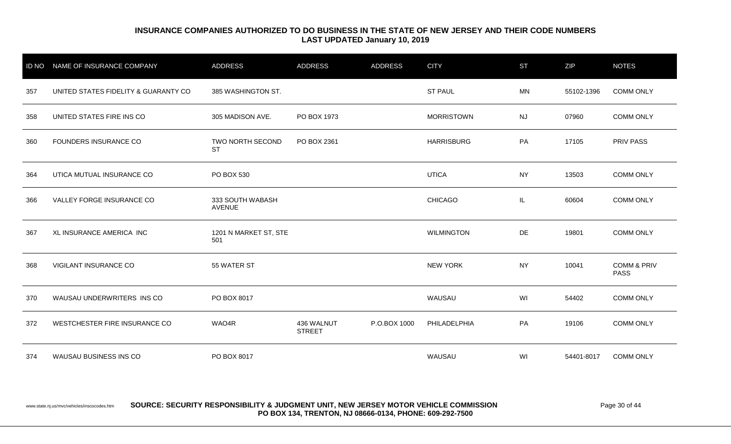**INSURANCE COMPANIES AUTHORIZED TO DO BUSINESS IN THE STATE OF NEW JERSEY AND THEIR CODE NUMBERS**
**LAST UPDATED January 10, 2019**

| ID NO | NAME OF INSURANCE COMPANY | ADDRESS | ADDRESS | ADDRESS | CITY | ST | ZIP | NOTES |
|---|---|---|---|---|---|---|---|---|
| 357 | UNITED STATES FIDELITY & GUARANTY CO | 385 WASHINGTON ST. | | | ST PAUL | MN | 55102-1396 | COMM ONLY |
| 358 | UNITED STATES FIRE INS CO | 305 MADISON AVE. | PO BOX 1973 | | MORRISTOWN | NJ | 07960 | COMM ONLY |
| 360 | FOUNDERS INSURANCE CO | TWO NORTH SECOND ST | PO BOX 2361 | | HARRISBURG | PA | 17105 | PRIV PASS |
| 364 | UTICA MUTUAL INSURANCE CO | PO BOX 530 | | | UTICA | NY | 13503 | COMM ONLY |
| 366 | VALLEY FORGE INSURANCE CO | 333 SOUTH WABASH AVENUE | | | CHICAGO | IL | 60604 | COMM ONLY |
| 367 | XL INSURANCE AMERICA INC | 1201 N MARKET ST, STE 501 | | | WILMINGTON | DE | 19801 | COMM ONLY |
| 368 | VIGILANT INSURANCE CO | 55 WATER ST | | | NEW YORK | NY | 10041 | COMM & PRIV PASS |
| 370 | WAUSAU UNDERWRITERS INS CO | PO BOX 8017 | | | WAUSAU | WI | 54402 | COMM ONLY |
| 372 | WESTCHESTER FIRE INSURANCE CO | WAO4R | 436 WALNUT STREET | P.O.BOX 1000 | PHILADELPHIA | PA | 19106 | COMM ONLY |
| 374 | WAUSAU BUSINESS INS CO | PO BOX 8017 | | | WAUSAU | WI | 54401-8017 | COMM ONLY |

www.state.nj.us/mvc/vehicles/inscocodes.htm **SOURCE: SECURITY RESPONSIBILITY & JUDGMENT UNIT, NEW JERSEY MOTOR VEHICLE COMMISSION PO BOX 134, TRENTON, NJ 08666-0134, PHONE: 609-292-7500**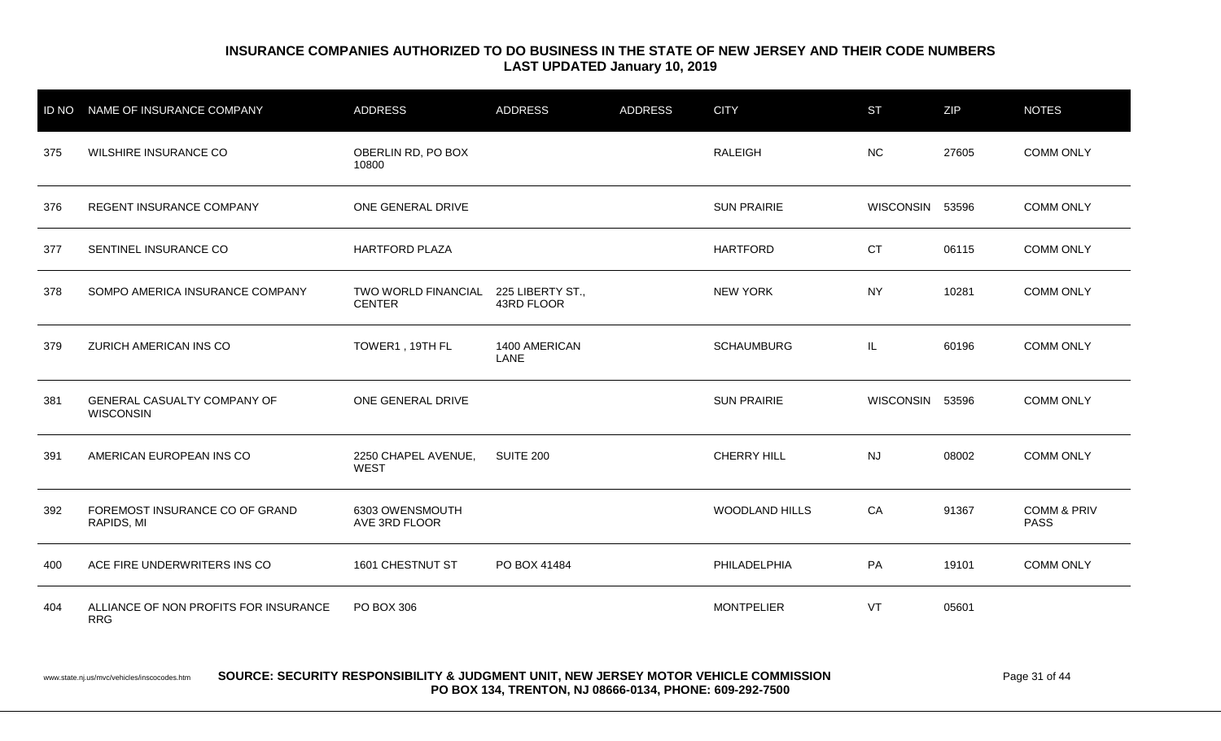**INSURANCE COMPANIES AUTHORIZED TO DO BUSINESS IN THE STATE OF NEW JERSEY AND THEIR CODE NUMBERS**
**LAST UPDATED January 10, 2019**

| ID NO | NAME OF INSURANCE COMPANY | ADDRESS | ADDRESS | ADDRESS | CITY | ST | ZIP | NOTES |
|---|---|---|---|---|---|---|---|---|
| 375 | WILSHIRE INSURANCE CO | OBERLIN RD, PO BOX 10800 | | | RALEIGH | NC | 27605 | COMM ONLY |
| 376 | REGENT INSURANCE COMPANY | ONE GENERAL DRIVE | | | SUN PRAIRIE | WISCONSIN | 53596 | COMM ONLY |
| 377 | SENTINEL INSURANCE CO | HARTFORD PLAZA | | | HARTFORD | CT | 06115 | COMM ONLY |
| 378 | SOMPO AMERICA INSURANCE COMPANY | TWO WORLD FINANCIAL CENTER | 225 LIBERTY ST., 43RD FLOOR | | NEW YORK | NY | 10281 | COMM ONLY |
| 379 | ZURICH AMERICAN INS CO | TOWER1 , 19TH FL | 1400 AMERICAN LANE | | SCHAUMBURG | IL | 60196 | COMM ONLY |
| 381 | GENERAL CASUALTY COMPANY OF WISCONSIN | ONE GENERAL DRIVE | | | SUN PRAIRIE | WISCONSIN | 53596 | COMM ONLY |
| 391 | AMERICAN EUROPEAN INS CO | 2250 CHAPEL AVENUE, WEST | SUITE 200 | | CHERRY HILL | NJ | 08002 | COMM ONLY |
| 392 | FOREMOST INSURANCE CO OF GRAND RAPIDS, MI | 6303 OWENSMOUTH AVE 3RD FLOOR | | | WOODLAND HILLS | CA | 91367 | COMM & PRIV PASS |
| 400 | ACE FIRE UNDERWRITERS INS CO | 1601 CHESTNUT ST | PO BOX 41484 | | PHILADELPHIA | PA | 19101 | COMM ONLY |
| 404 | ALLIANCE OF NON PROFITS FOR INSURANCE RRG | PO BOX 306 | | | MONTPELIER | VT | 05601 | |

www.state.nj.us/mvc/vehicles/inscocodes.htm **SOURCE: SECURITY RESPONSIBILITY & JUDGMENT UNIT, NEW JERSEY MOTOR VEHICLE COMMISSION PO BOX 134, TRENTON, NJ 08666-0134, PHONE: 609-292-7500**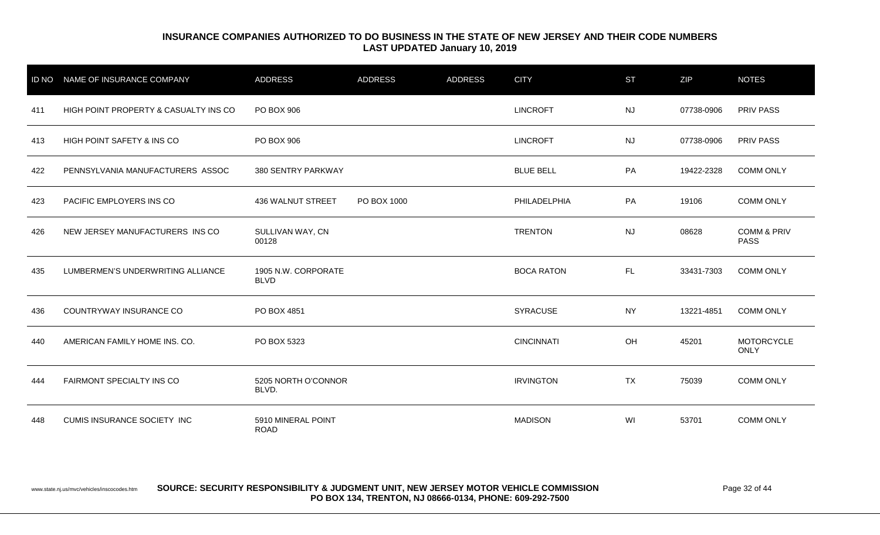**INSURANCE COMPANIES AUTHORIZED TO DO BUSINESS IN THE STATE OF NEW JERSEY AND THEIR CODE NUMBERS**
**LAST UPDATED January 10, 2019**

| ID NO | NAME OF INSURANCE COMPANY | ADDRESS | ADDRESS | ADDRESS | CITY | ST | ZIP | NOTES |
|---|---|---|---|---|---|---|---|---|
| 411 | HIGH POINT PROPERTY & CASUALTY INS CO | PO BOX 906 | | | LINCROFT | NJ | 07738-0906 | PRIV PASS |
| 413 | HIGH POINT SAFETY & INS CO | PO BOX 906 | | | LINCROFT | NJ | 07738-0906 | PRIV PASS |
| 422 | PENNSYLVANIA MANUFACTURERS ASSOC | 380 SENTRY PARKWAY | | | BLUE BELL | PA | 19422-2328 | COMM ONLY |
| 423 | PACIFIC EMPLOYERS INS CO | 436 WALNUT STREET | PO BOX 1000 | | PHILADELPHIA | PA | 19106 | COMM ONLY |
| 426 | NEW JERSEY MANUFACTURERS INS CO | SULLIVAN WAY, CN 00128 | | | TRENTON | NJ | 08628 | COMM & PRIV PASS |
| 435 | LUMBERMEN'S UNDERWRITING ALLIANCE | 1905 N.W. CORPORATE BLVD | | | BOCA RATON | FL | 33431-7303 | COMM ONLY |
| 436 | COUNTRYWAY INSURANCE CO | PO BOX 4851 | | | SYRACUSE | NY | 13221-4851 | COMM ONLY |
| 440 | AMERICAN FAMILY HOME INS. CO. | PO BOX 5323 | | | CINCINNATI | OH | 45201 | MOTORCYCLE ONLY |
| 444 | FAIRMONT SPECIALTY INS CO | 5205 NORTH O'CONNOR BLVD. | | | IRVINGTON | TX | 75039 | COMM ONLY |
| 448 | CUMIS INSURANCE SOCIETY INC | 5910 MINERAL POINT ROAD | | | MADISON | WI | 53701 | COMM ONLY |

www.state.nj.us/mvc/vehicles/inscocodes.htm **SOURCE: SECURITY RESPONSIBILITY & JUDGMENT UNIT, NEW JERSEY MOTOR VEHICLE COMMISSION PO BOX 134, TRENTON, NJ 08666-0134, PHONE: 609-292-7500**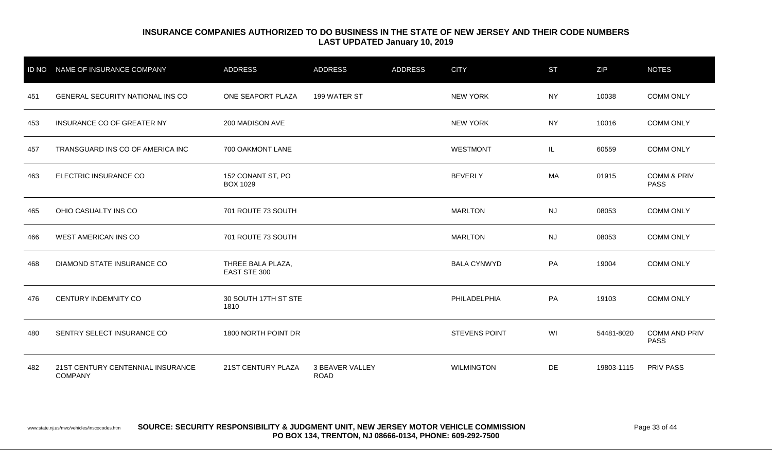## INSURANCE COMPANIES AUTHORIZED TO DO BUSINESS IN THE STATE OF NEW JERSEY AND THEIR CODE NUMBERS
**LAST UPDATED January 10, 2019**

| ID NO | NAME OF INSURANCE COMPANY | ADDRESS | ADDRESS | ADDRESS | CITY | ST | ZIP | NOTES |
|---|---|---|---|---|---|---|---|---|
| 451 | GENERAL SECURITY NATIONAL INS CO | ONE SEAPORT PLAZA | 199 WATER ST | | NEW YORK | NY | 10038 | COMM ONLY |
| 453 | INSURANCE CO OF GREATER NY | 200 MADISON AVE | | | NEW YORK | NY | 10016 | COMM ONLY |
| 457 | TRANSGUARD INS CO OF AMERICA INC | 700 OAKMONT LANE | | | WESTMONT | IL | 60559 | COMM ONLY |
| 463 | ELECTRIC INSURANCE CO | 152 CONANT ST, PO BOX 1029 | | | BEVERLY | MA | 01915 | COMM & PRIV PASS |
| 465 | OHIO CASUALTY INS CO | 701 ROUTE 73 SOUTH | | | MARLTON | NJ | 08053 | COMM ONLY |
| 466 | WEST AMERICAN INS CO | 701 ROUTE 73 SOUTH | | | MARLTON | NJ | 08053 | COMM ONLY |
| 468 | DIAMOND STATE INSURANCE CO | THREE BALA PLAZA, EAST STE 300 | | | BALA CYNWYD | PA | 19004 | COMM ONLY |
| 476 | CENTURY INDEMNITY CO | 30 SOUTH 17TH ST STE 1810 | | | PHILADELPHIA | PA | 19103 | COMM ONLY |
| 480 | SENTRY SELECT INSURANCE CO | 1800 NORTH POINT DR | | | STEVENS POINT | WI | 54481-8020 | COMM AND PRIV PASS |
| 482 | 21ST CENTURY CENTENNIAL INSURANCE COMPANY | 21ST CENTURY PLAZA | 3 BEAVER VALLEY ROAD | | WILMINGTON | DE | 19803-1115 | PRIV PASS |

www.state.nj.us/mvc/vehicles/inscocodes.htm **SOURCE: SECURITY RESPONSIBILITY & JUDGMENT UNIT, NEW JERSEY MOTOR VEHICLE COMMISSION PO BOX 134, TRENTON, NJ 08666-0134, PHONE: 609-292-7500**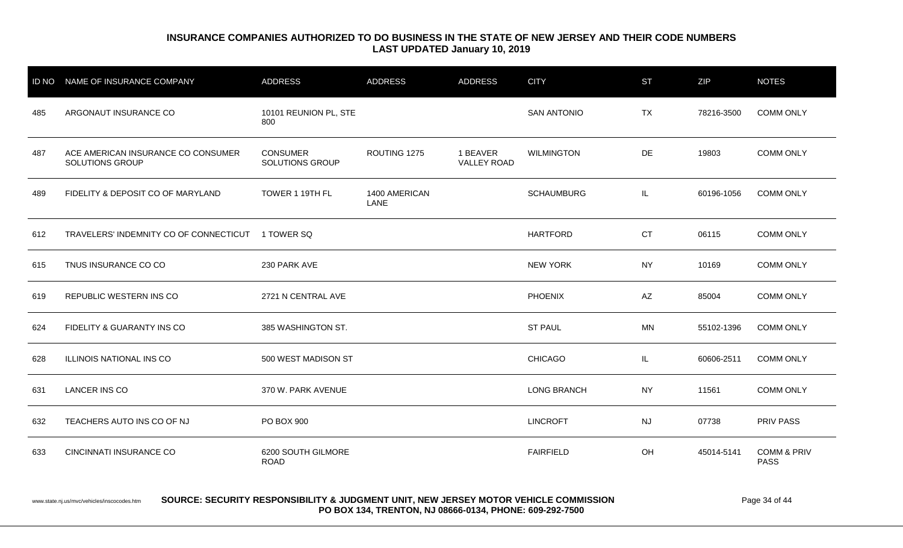## INSURANCE COMPANIES AUTHORIZED TO DO BUSINESS IN THE STATE OF NEW JERSEY AND THEIR CODE NUMBERS
### LAST UPDATED January 10, 2019

| ID NO | NAME OF INSURANCE COMPANY | ADDRESS | ADDRESS | ADDRESS | CITY | ST | ZIP | NOTES |
|---|---|---|---|---|---|---|---|---|
| 485 | ARGONAUT INSURANCE CO | 10101 REUNION PL, STE 800 | | | SAN ANTONIO | TX | 78216-3500 | COMM ONLY |
| 487 | ACE AMERICAN INSURANCE CO CONSUMER SOLUTIONS GROUP | CONSUMER SOLUTIONS GROUP | ROUTING 1275 | 1 BEAVER VALLEY ROAD | WILMINGTON | DE | 19803 | COMM ONLY |
| 489 | FIDELITY & DEPOSIT CO OF MARYLAND | TOWER 1 19TH FL | 1400 AMERICAN LANE | | SCHAUMBURG | IL | 60196-1056 | COMM ONLY |
| 612 | TRAVELERS' INDEMNITY CO OF CONNECTICUT | 1 TOWER SQ | | | HARTFORD | CT | 06115 | COMM ONLY |
| 615 | TNUS INSURANCE CO CO | 230 PARK AVE | | | NEW YORK | NY | 10169 | COMM ONLY |
| 619 | REPUBLIC WESTERN INS CO | 2721 N CENTRAL AVE | | | PHOENIX | AZ | 85004 | COMM ONLY |
| 624 | FIDELITY & GUARANTY INS CO | 385 WASHINGTON ST. | | | ST PAUL | MN | 55102-1396 | COMM ONLY |
| 628 | ILLINOIS NATIONAL INS CO | 500 WEST MADISON ST | | | CHICAGO | IL | 60606-2511 | COMM ONLY |
| 631 | LANCER INS CO | 370 W. PARK AVENUE | | | LONG BRANCH | NY | 11561 | COMM ONLY |
| 632 | TEACHERS AUTO INS CO OF NJ | PO BOX 900 | | | LINCROFT | NJ | 07738 | PRIV PASS |
| 633 | CINCINNATI INSURANCE CO | 6200 SOUTH GILMORE ROAD | | | FAIRFIELD | OH | 45014-5141 | COMM & PRIV PASS |

www.state.nj.us/mvc/vehicles/inscocodes.htm **SOURCE: SECURITY RESPONSIBILITY & JUDGMENT UNIT, NEW JERSEY MOTOR VEHICLE COMMISSION PO BOX 134, TRENTON, NJ 08666-0134, PHONE: 609-292-7500**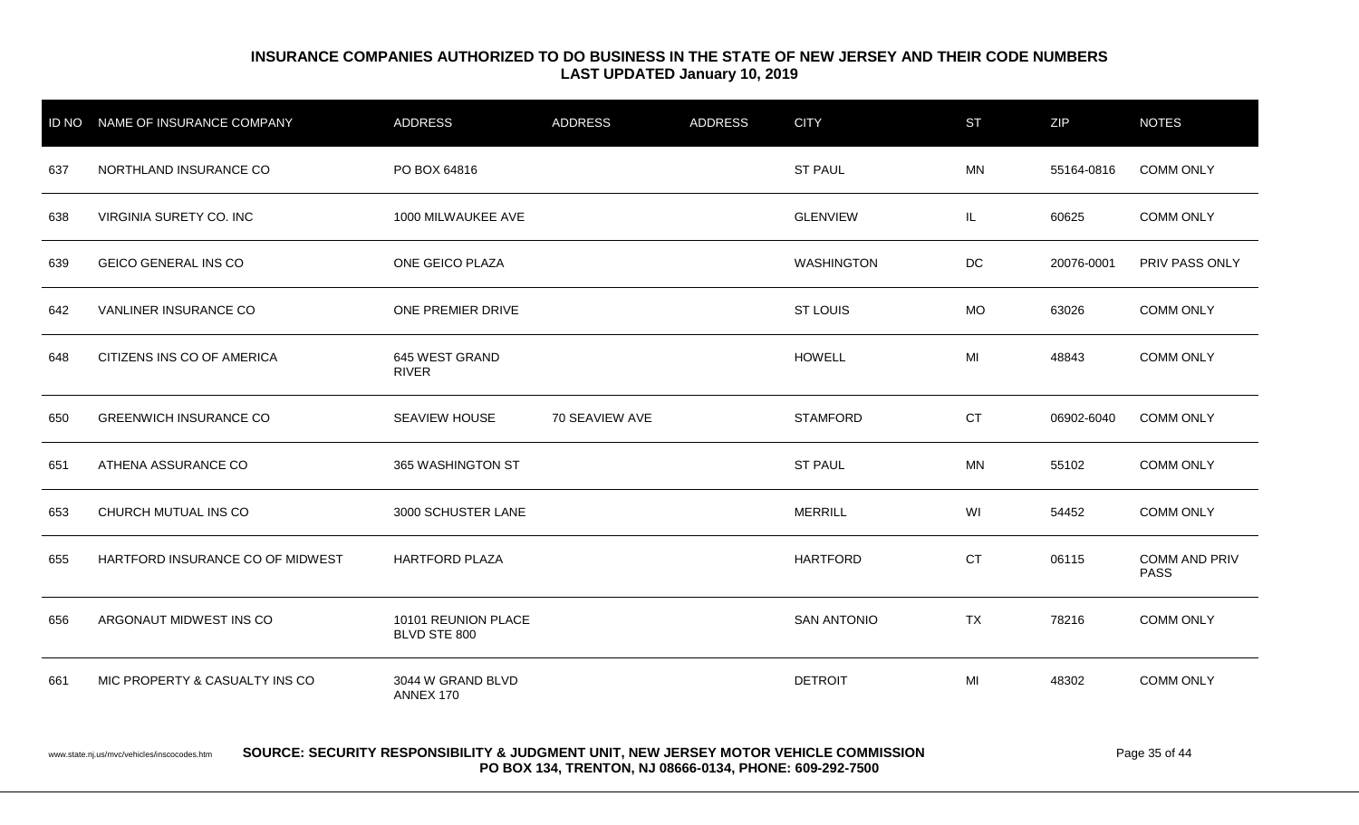## INSURANCE COMPANIES AUTHORIZED TO DO BUSINESS IN THE STATE OF NEW JERSEY AND THEIR CODE NUMBERS
### LAST UPDATED January 10, 2019

| ID NO | NAME OF INSURANCE COMPANY | ADDRESS | ADDRESS | ADDRESS | CITY | ST | ZIP | NOTES |
|---|---|---|---|---|---|---|---|---|
| 637 | NORTHLAND INSURANCE CO | PO BOX 64816 | | | ST PAUL | MN | 55164-0816 | COMM ONLY |
| 638 | VIRGINIA SURETY CO. INC | 1000 MILWAUKEE AVE | | | GLENVIEW | IL | 60625 | COMM ONLY |
| 639 | GEICO GENERAL INS CO | ONE GEICO PLAZA | | | WASHINGTON | DC | 20076-0001 | PRIV PASS ONLY |
| 642 | VANLINER INSURANCE CO | ONE PREMIER DRIVE | | | ST LOUIS | MO | 63026 | COMM ONLY |
| 648 | CITIZENS INS CO OF AMERICA | 645 WEST GRAND RIVER | | | HOWELL | MI | 48843 | COMM ONLY |
| 650 | GREENWICH INSURANCE CO | SEAVIEW HOUSE | 70 SEAVIEW AVE | | STAMFORD | CT | 06902-6040 | COMM ONLY |
| 651 | ATHENA ASSURANCE CO | 365 WASHINGTON ST | | | ST PAUL | MN | 55102 | COMM ONLY |
| 653 | CHURCH MUTUAL INS CO | 3000 SCHUSTER LANE | | | MERRILL | WI | 54452 | COMM ONLY |
| 655 | HARTFORD INSURANCE CO OF MIDWEST | HARTFORD PLAZA | | | HARTFORD | CT | 06115 | COMM AND PRIV PASS |
| 656 | ARGONAUT MIDWEST INS CO | 10101 REUNION PLACE BLVD STE 800 | | | SAN ANTONIO | TX | 78216 | COMM ONLY |
| 661 | MIC PROPERTY & CASUALTY INS CO | 3044 W GRAND BLVD ANNEX 170 | | | DETROIT | MI | 48302 | COMM ONLY |

www.state.nj.us/mvc/vehicles/inscocodes.htm **SOURCE: SECURITY RESPONSIBILITY & JUDGMENT UNIT, NEW JERSEY MOTOR VEHICLE COMMISSION PO BOX 134, TRENTON, NJ 08666-0134, PHONE: 609-292-7500**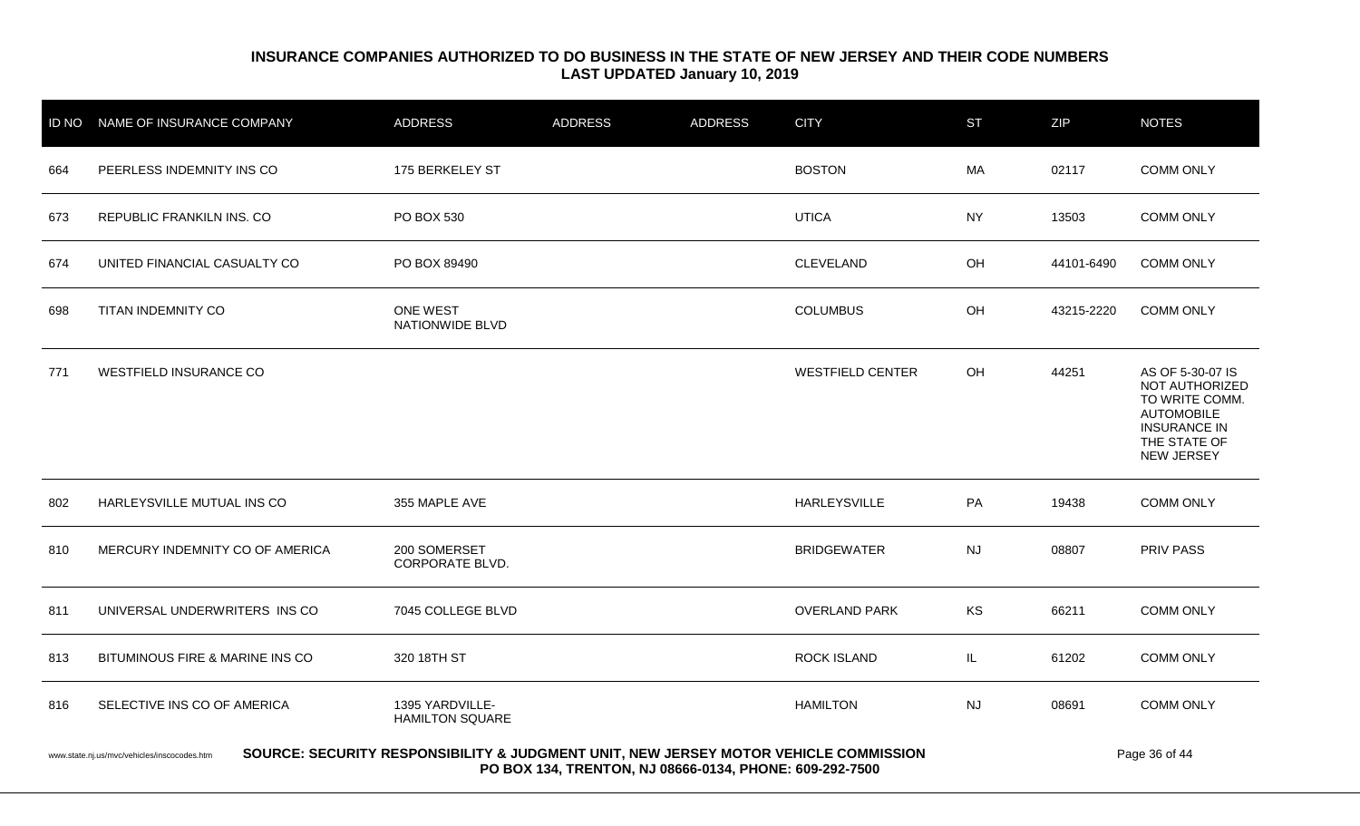**INSURANCE COMPANIES AUTHORIZED TO DO BUSINESS IN THE STATE OF NEW JERSEY AND THEIR CODE NUMBERS**
**LAST UPDATED January 10, 2019**

| ID NO | NAME OF INSURANCE COMPANY | ADDRESS | ADDRESS | ADDRESS | CITY | ST | ZIP | NOTES |
|---|---|---|---|---|---|---|---|---|
| 664 | PEERLESS INDEMNITY INS CO | 175 BERKELEY ST | | | BOSTON | MA | 02117 | COMM ONLY |
| 673 | REPUBLIC FRANKILN INS. CO | PO BOX 530 | | | UTICA | NY | 13503 | COMM ONLY |
| 674 | UNITED FINANCIAL CASUALTY CO | PO BOX 89490 | | | CLEVELAND | OH | 44101-6490 | COMM ONLY |
| 698 | TITAN INDEMNITY CO | ONE WEST NATIONWIDE BLVD | | | COLUMBUS | OH | 43215-2220 | COMM ONLY |
| 771 | WESTFIELD INSURANCE CO | | | | WESTFIELD CENTER | OH | 44251 | AS OF 5-30-07 IS NOT AUTHORIZED TO WRITE COMM. AUTOMOBILE INSURANCE IN THE STATE OF NEW JERSEY |
| 802 | HARLEYSVILLE MUTUAL INS CO | 355 MAPLE AVE | | | HARLEYSVILLE | PA | 19438 | COMM ONLY |
| 810 | MERCURY INDEMNITY CO OF AMERICA | 200 SOMERSET CORPORATE BLVD. | | | BRIDGEWATER | NJ | 08807 | PRIV PASS |
| 811 | UNIVERSAL UNDERWRITERS INS CO | 7045 COLLEGE BLVD | | | OVERLAND PARK | KS | 66211 | COMM ONLY |
| 813 | BITUMINOUS FIRE & MARINE INS CO | 320 18TH ST | | | ROCK ISLAND | IL | 61202 | COMM ONLY |
| 816 | SELECTIVE INS CO OF AMERICA | 1395 YARDVILLE-HAMILTON SQUARE | | | HAMILTON | NJ | 08691 | COMM ONLY |

www.state.nj.us/mvc/vehicles/inscocodes.htm

**SOURCE: SECURITY RESPONSIBILITY & JUDGMENT UNIT, NEW JERSEY MOTOR VEHICLE COMMISSION**
**PO BOX 134, TRENTON, NJ 08666-0134, PHONE: 609-292-7500**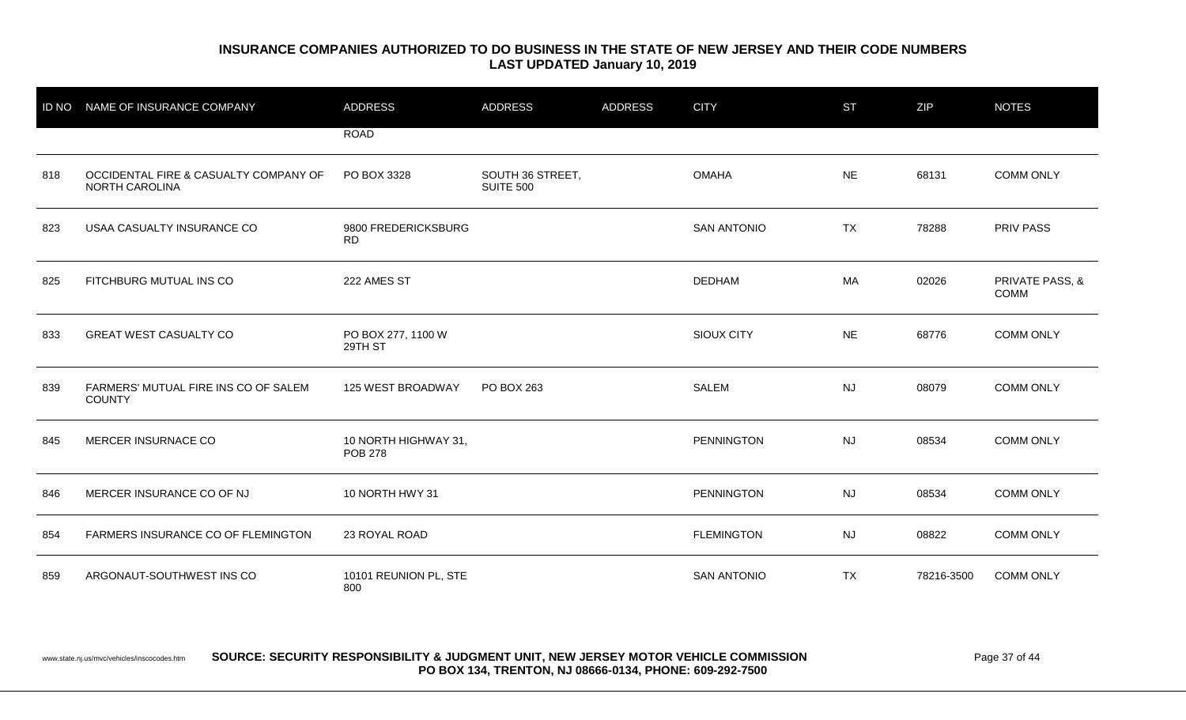## INSURANCE COMPANIES AUTHORIZED TO DO BUSINESS IN THE STATE OF NEW JERSEY AND THEIR CODE NUMBERS
**LAST UPDATED January 10, 2019**

| ID NO | NAME OF INSURANCE COMPANY | ADDRESS | ADDRESS | ADDRESS | CITY | ST | ZIP | NOTES |
|---|---|---|---|---|---|---|---|---|
| | | ROAD | | | | | | |
| 818 | OCCIDENTAL FIRE & CASUALTY COMPANY OF NORTH CAROLINA | PO BOX 3328 | SOUTH 36 STREET, SUITE 500 | | OMAHA | NE | 68131 | COMM ONLY |
| 823 | USAA CASUALTY INSURANCE CO | 9800 FREDERICKSBURG RD | | | SAN ANTONIO | TX | 78288 | PRIV PASS |
| 825 | FITCHBURG MUTUAL INS CO | 222 AMES ST | | | DEDHAM | MA | 02026 | PRIVATE PASS, & COMM |
| 833 | GREAT WEST CASUALTY CO | PO BOX 277, 1100 W 29TH ST | | | SIOUX CITY | NE | 68776 | COMM ONLY |
| 839 | FARMERS' MUTUAL FIRE INS CO OF SALEM COUNTY | 125 WEST BROADWAY | PO BOX 263 | | SALEM | NJ | 08079 | COMM ONLY |
| 845 | MERCER INSURNACE CO | 10 NORTH HIGHWAY 31, POB 278 | | | PENNINGTON | NJ | 08534 | COMM ONLY |
| 846 | MERCER INSURANCE CO OF NJ | 10 NORTH HWY 31 | | | PENNINGTON | NJ | 08534 | COMM ONLY |
| 854 | FARMERS INSURANCE CO OF FLEMINGTON | 23 ROYAL ROAD | | | FLEMINGTON | NJ | 08822 | COMM ONLY |
| 859 | ARGONAUT-SOUTHWEST INS CO | 10101 REUNION PL, STE 800 | | | SAN ANTONIO | TX | 78216-3500 | COMM ONLY |

www.state.nj.us/mvc/vehicles/inscocodes.htm **SOURCE: SECURITY RESPONSIBILITY & JUDGMENT UNIT, NEW JERSEY MOTOR VEHICLE COMMISSION PO BOX 134, TRENTON, NJ 08666-0134, PHONE: 609-292-7500**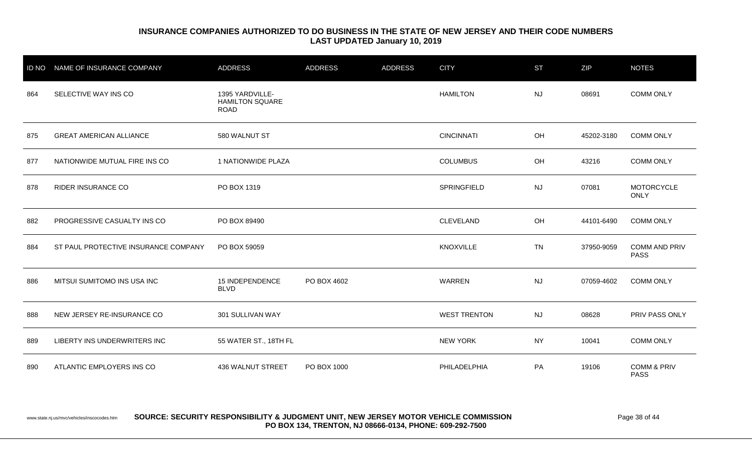## INSURANCE COMPANIES AUTHORIZED TO DO BUSINESS IN THE STATE OF NEW JERSEY AND THEIR CODE NUMBERS
**LAST UPDATED January 10, 2019**

| ID NO | NAME OF INSURANCE COMPANY | ADDRESS | ADDRESS | ADDRESS | CITY | ST | ZIP | NOTES |
|---|---|---|---|---|---|---|---|---|
| 864 | SELECTIVE WAY INS CO | 1395 YARDVILLE-HAMILTON SQUARE ROAD | | | HAMILTON | NJ | 08691 | COMM ONLY |
| 875 | GREAT AMERICAN ALLIANCE | 580 WALNUT ST | | | CINCINNATI | OH | 45202-3180 | COMM ONLY |
| 877 | NATIONWIDE MUTUAL FIRE INS CO | 1 NATIONWIDE PLAZA | | | COLUMBUS | OH | 43216 | COMM ONLY |
| 878 | RIDER INSURANCE CO | PO BOX 1319 | | | SPRINGFIELD | NJ | 07081 | MOTORCYCLE ONLY |
| 882 | PROGRESSIVE CASUALTY INS CO | PO BOX 89490 | | | CLEVELAND | OH | 44101-6490 | COMM ONLY |
| 884 | ST PAUL PROTECTIVE INSURANCE COMPANY | PO BOX 59059 | | | KNOXVILLE | TN | 37950-9059 | COMM AND PRIV PASS |
| 886 | MITSUI SUMITOMO INS USA INC | 15 INDEPENDENCE BLVD | PO BOX 4602 | | WARREN | NJ | 07059-4602 | COMM ONLY |
| 888 | NEW JERSEY RE-INSURANCE CO | 301 SULLIVAN WAY | | | WEST TRENTON | NJ | 08628 | PRIV PASS ONLY |
| 889 | LIBERTY INS UNDERWRITERS INC | 55 WATER ST., 18TH FL | | | NEW YORK | NY | 10041 | COMM ONLY |
| 890 | ATLANTIC EMPLOYERS INS CO | 436 WALNUT STREET | PO BOX 1000 | | PHILADELPHIA | PA | 19106 | COMM & PRIV PASS |

www.state.nj.us/mvc/vehicles/inscocodes.htm **SOURCE: SECURITY RESPONSIBILITY & JUDGMENT UNIT, NEW JERSEY MOTOR VEHICLE COMMISSION PO BOX 134, TRENTON, NJ 08666-0134, PHONE: 609-292-7500**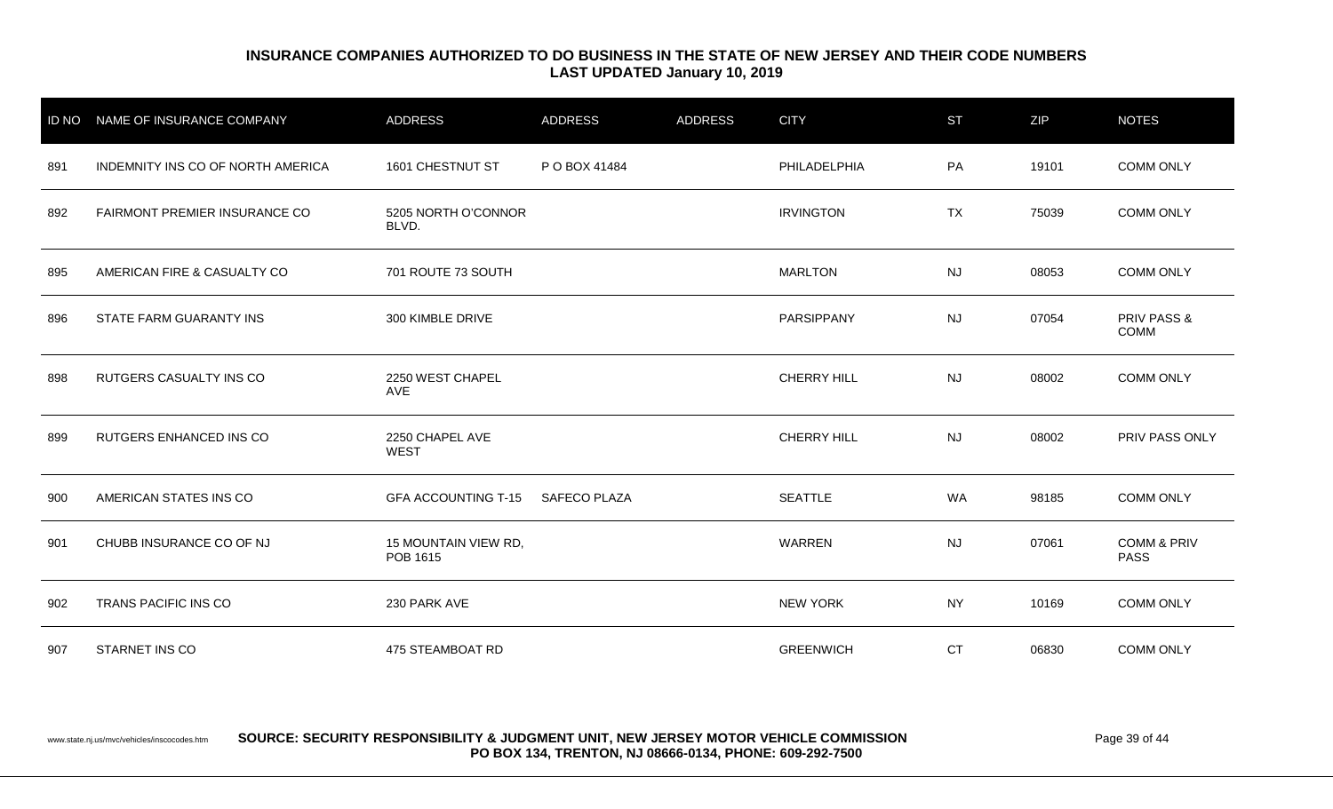**INSURANCE COMPANIES AUTHORIZED TO DO BUSINESS IN THE STATE OF NEW JERSEY AND THEIR CODE NUMBERS**
**LAST UPDATED January 10, 2019**

| ID NO | NAME OF INSURANCE COMPANY | ADDRESS | ADDRESS | ADDRESS | CITY | ST | ZIP | NOTES |
|---|---|---|---|---|---|---|---|---|
| 891 | INDEMNITY INS CO OF NORTH AMERICA | 1601 CHESTNUT ST | P O BOX 41484 | | PHILADELPHIA | PA | 19101 | COMM ONLY |
| 892 | FAIRMONT PREMIER INSURANCE CO | 5205 NORTH O'CONNOR BLVD. | | | IRVINGTON | TX | 75039 | COMM ONLY |
| 895 | AMERICAN FIRE & CASUALTY CO | 701 ROUTE 73 SOUTH | | | MARLTON | NJ | 08053 | COMM ONLY |
| 896 | STATE FARM GUARANTY INS | 300 KIMBLE DRIVE | | | PARSIPPANY | NJ | 07054 | PRIV PASS & COMM |
| 898 | RUTGERS CASUALTY INS CO | 2250 WEST CHAPEL AVE | | | CHERRY HILL | NJ | 08002 | COMM ONLY |
| 899 | RUTGERS ENHANCED INS CO | 2250 CHAPEL AVE WEST | | | CHERRY HILL | NJ | 08002 | PRIV PASS ONLY |
| 900 | AMERICAN STATES INS CO | GFA ACCOUNTING T-15 | SAFECO PLAZA | | SEATTLE | WA | 98185 | COMM ONLY |
| 901 | CHUBB INSURANCE CO OF NJ | 15 MOUNTAIN VIEW RD, POB 1615 | | | WARREN | NJ | 07061 | COMM & PRIV PASS |
| 902 | TRANS PACIFIC INS CO | 230 PARK AVE | | | NEW YORK | NY | 10169 | COMM ONLY |
| 907 | STARNET INS CO | 475 STEAMBOAT RD | | | GREENWICH | CT | 06830 | COMM ONLY |

www.state.nj.us/mvc/vehicles/inscocodes.htm **SOURCE: SECURITY RESPONSIBILITY & JUDGMENT UNIT, NEW JERSEY MOTOR VEHICLE COMMISSION PO BOX 134, TRENTON, NJ 08666-0134, PHONE: 609-292-7500**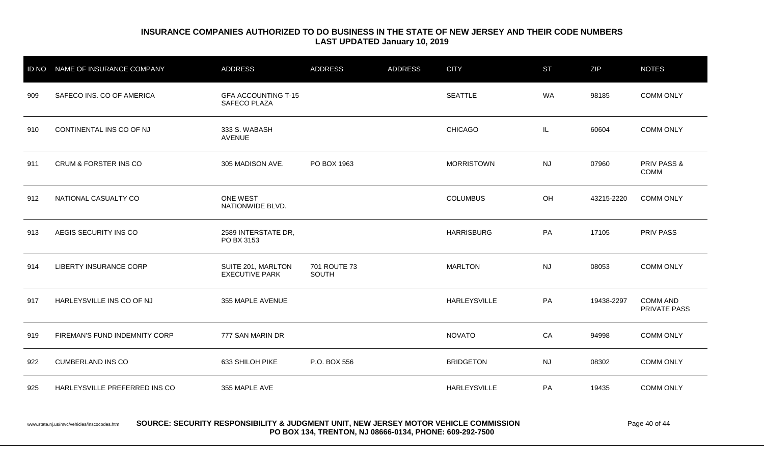## INSURANCE COMPANIES AUTHORIZED TO DO BUSINESS IN THE STATE OF NEW JERSEY AND THEIR CODE NUMBERS
**LAST UPDATED January 10, 2019**

| ID NO | NAME OF INSURANCE COMPANY | ADDRESS | ADDRESS | ADDRESS | CITY | ST | ZIP | NOTES |
|---|---|---|---|---|---|---|---|---|
| 909 | SAFECO INS. CO OF AMERICA | GFA ACCOUNTING T-15 SAFECO PLAZA | | | SEATTLE | WA | 98185 | COMM ONLY |
| 910 | CONTINENTAL INS CO OF NJ | 333 S. WABASH AVENUE | | | CHICAGO | IL | 60604 | COMM ONLY |
| 911 | CRUM & FORSTER INS CO | 305 MADISON AVE. | PO BOX 1963 | | MORRISTOWN | NJ | 07960 | PRIV PASS & COMM |
| 912 | NATIONAL CASUALTY CO | ONE WEST NATIONWIDE BLVD. | | | COLUMBUS | OH | 43215-2220 | COMM ONLY |
| 913 | AEGIS SECURITY INS CO | 2589 INTERSTATE DR, PO BX 3153 | | | HARRISBURG | PA | 17105 | PRIV PASS |
| 914 | LIBERTY INSURANCE CORP | SUITE 201, MARLTON EXECUTIVE PARK | 701 ROUTE 73 SOUTH | | MARLTON | NJ | 08053 | COMM ONLY |
| 917 | HARLEYSVILLE INS CO OF NJ | 355 MAPLE AVENUE | | | HARLEYSVILLE | PA | 19438-2297 | COMM AND PRIVATE PASS |
| 919 | FIREMAN'S FUND INDEMNITY CORP | 777 SAN MARIN DR | | | NOVATO | CA | 94998 | COMM ONLY |
| 922 | CUMBERLAND INS CO | 633 SHILOH PIKE | P.O. BOX 556 | | BRIDGETON | NJ | 08302 | COMM ONLY |
| 925 | HARLEYSVILLE PREFERRED INS CO | 355 MAPLE AVE | | | HARLEYSVILLE | PA | 19435 | COMM ONLY |

www.state.nj.us/mvc/vehicles/inscocodes.htm **SOURCE: SECURITY RESPONSIBILITY & JUDGMENT UNIT, NEW JERSEY MOTOR VEHICLE COMMISSION PO BOX 134, TRENTON, NJ 08666-0134, PHONE: 609-292-7500**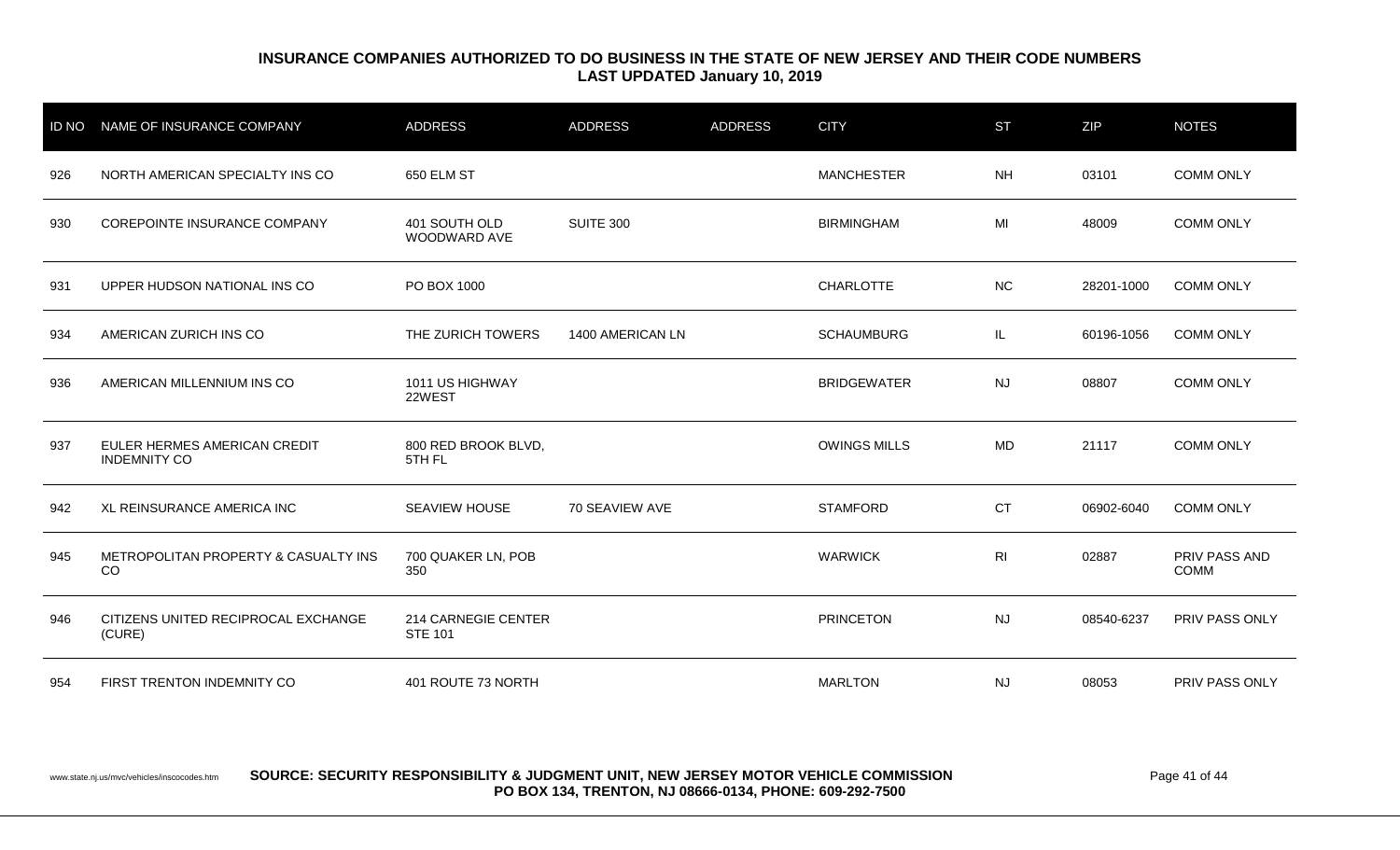## INSURANCE COMPANIES AUTHORIZED TO DO BUSINESS IN THE STATE OF NEW JERSEY AND THEIR CODE NUMBERS
**LAST UPDATED January 10, 2019**

| ID NO | NAME OF INSURANCE COMPANY | ADDRESS | ADDRESS | ADDRESS | CITY | ST | ZIP | NOTES |
|---|---|---|---|---|---|---|---|---|
| 926 | NORTH AMERICAN SPECIALTY INS CO | 650 ELM ST | | | MANCHESTER | NH | 03101 | COMM ONLY |
| 930 | COREPOINTE INSURANCE COMPANY | 401 SOUTH OLD WOODWARD AVE | SUITE 300 | | BIRMINGHAM | MI | 48009 | COMM ONLY |
| 931 | UPPER HUDSON NATIONAL INS CO | PO BOX 1000 | | | CHARLOTTE | NC | 28201-1000 | COMM ONLY |
| 934 | AMERICAN ZURICH INS CO | THE ZURICH TOWERS | 1400 AMERICAN LN | | SCHAUMBURG | IL | 60196-1056 | COMM ONLY |
| 936 | AMERICAN MILLENNIUM INS CO | 1011 US HIGHWAY 22WEST | | | BRIDGEWATER | NJ | 08807 | COMM ONLY |
| 937 | EULER HERMES AMERICAN CREDIT INDEMNITY CO | 800 RED BROOK BLVD, 5TH FL | | | OWINGS MILLS | MD | 21117 | COMM ONLY |
| 942 | XL REINSURANCE AMERICA INC | SEAVIEW HOUSE | 70 SEAVIEW AVE | | STAMFORD | CT | 06902-6040 | COMM ONLY |
| 945 | METROPOLITAN PROPERTY & CASUALTY INS CO | 700 QUAKER LN, POB 350 | | | WARWICK | RI | 02887 | PRIV PASS AND COMM |
| 946 | CITIZENS UNITED RECIPROCAL EXCHANGE (CURE) | 214 CARNEGIE CENTER STE 101 | | | PRINCETON | NJ | 08540-6237 | PRIV PASS ONLY |
| 954 | FIRST TRENTON INDEMNITY CO | 401 ROUTE 73 NORTH | | | MARLTON | NJ | 08053 | PRIV PASS ONLY |

www.state.nj.us/mvc/vehicles/inscocodes.htm **SOURCE: SECURITY RESPONSIBILITY & JUDGMENT UNIT, NEW JERSEY MOTOR VEHICLE COMMISSION PO BOX 134, TRENTON, NJ 08666-0134, PHONE: 609-292-7500**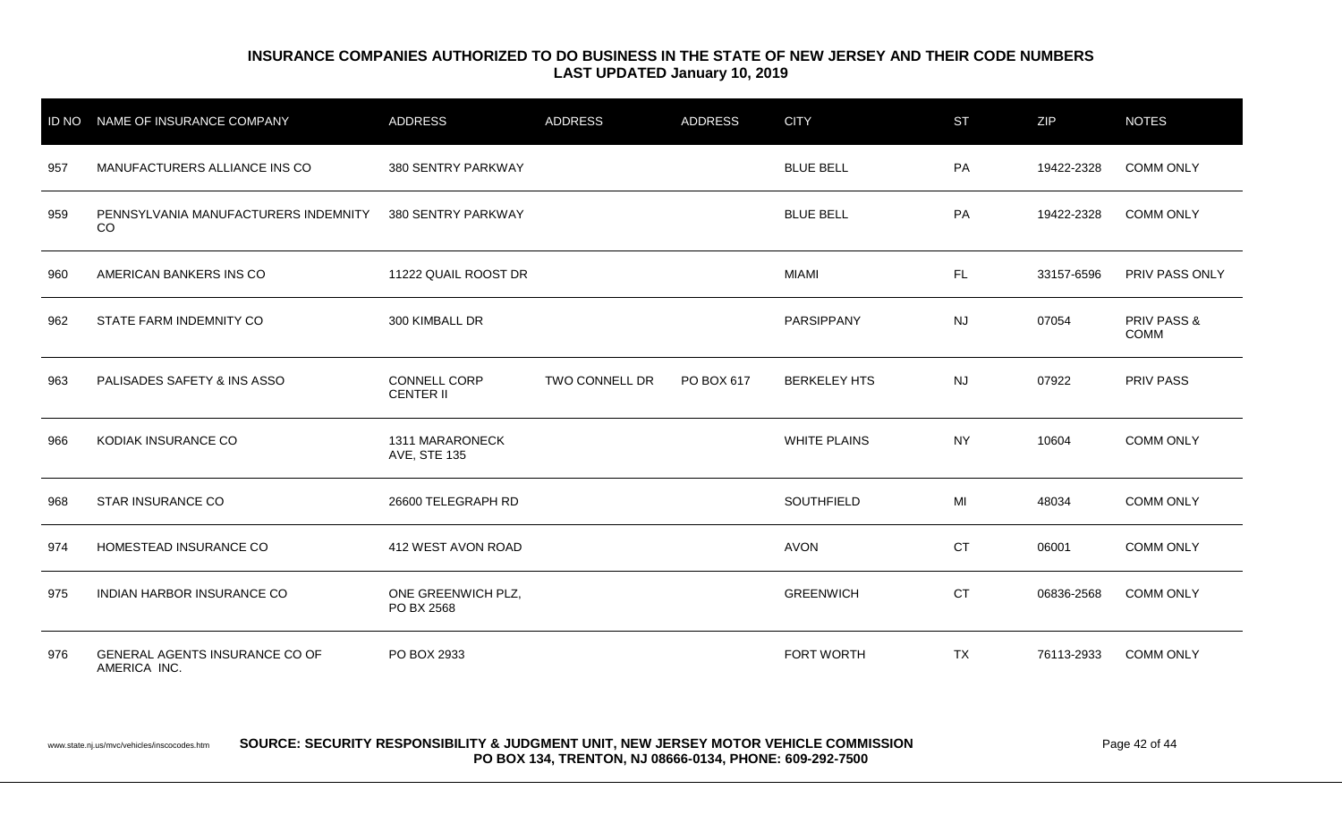**INSURANCE COMPANIES AUTHORIZED TO DO BUSINESS IN THE STATE OF NEW JERSEY AND THEIR CODE NUMBERS**
**LAST UPDATED January 10, 2019**

| ID NO | NAME OF INSURANCE COMPANY | ADDRESS | ADDRESS | ADDRESS | CITY | ST | ZIP | NOTES |
|---|---|---|---|---|---|---|---|---|
| 957 | MANUFACTURERS ALLIANCE INS CO | 380 SENTRY PARKWAY | | | BLUE BELL | PA | 19422-2328 | COMM ONLY |
| 959 | PENNSYLVANIA MANUFACTURERS INDEMNITY CO | 380 SENTRY PARKWAY | | | BLUE BELL | PA | 19422-2328 | COMM ONLY |
| 960 | AMERICAN BANKERS INS CO | 11222 QUAIL ROOST DR | | | MIAMI | FL | 33157-6596 | PRIV PASS ONLY |
| 962 | STATE FARM INDEMNITY CO | 300 KIMBALL DR | | | PARSIPPANY | NJ | 07054 | PRIV PASS & COMM |
| 963 | PALISADES SAFETY & INS ASSO | CONNELL CORP CENTER II | TWO CONNELL DR | PO BOX 617 | BERKELEY HTS | NJ | 07922 | PRIV PASS |
| 966 | KODIAK INSURANCE CO | 1311 MARARONECK AVE, STE 135 | | | WHITE PLAINS | NY | 10604 | COMM ONLY |
| 968 | STAR INSURANCE CO | 26600 TELEGRAPH RD | | | SOUTHFIELD | MI | 48034 | COMM ONLY |
| 974 | HOMESTEAD INSURANCE CO | 412 WEST AVON ROAD | | | AVON | CT | 06001 | COMM ONLY |
| 975 | INDIAN HARBOR INSURANCE CO | ONE GREENWICH PLZ, PO BX 2568 | | | GREENWICH | CT | 06836-2568 | COMM ONLY |
| 976 | GENERAL AGENTS INSURANCE CO OF AMERICA INC. | PO BOX 2933 | | | FORT WORTH | TX | 76113-2933 | COMM ONLY |

www.state.nj.us/mvc/vehicles/inscocodes.htm **SOURCE: SECURITY RESPONSIBILITY & JUDGMENT UNIT, NEW JERSEY MOTOR VEHICLE COMMISSION PO BOX 134, TRENTON, NJ 08666-0134, PHONE: 609-292-7500**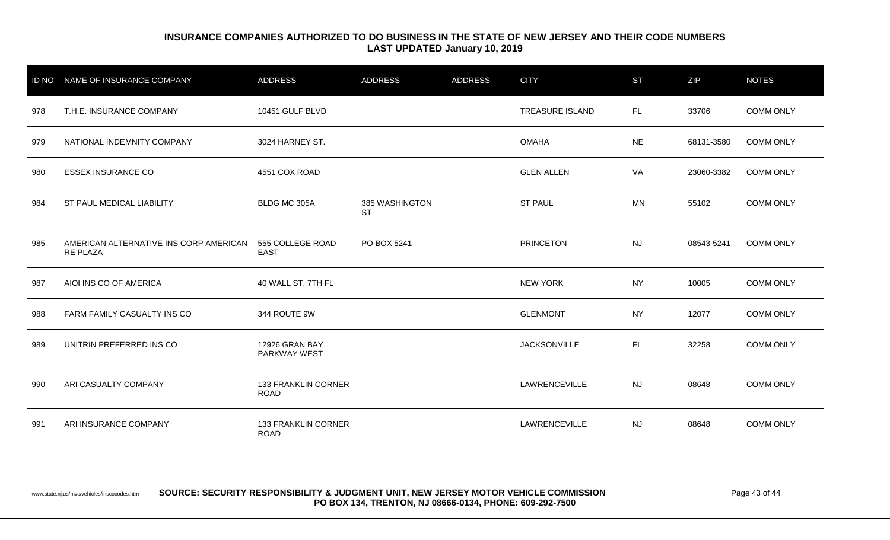**INSURANCE COMPANIES AUTHORIZED TO DO BUSINESS IN THE STATE OF NEW JERSEY AND THEIR CODE NUMBERS**
**LAST UPDATED January 10, 2019**

| ID NO | NAME OF INSURANCE COMPANY | ADDRESS | ADDRESS | ADDRESS | CITY | ST | ZIP | NOTES |
|---|---|---|---|---|---|---|---|---|
| 978 | T.H.E. INSURANCE COMPANY | 10451 GULF BLVD | | | TREASURE ISLAND | FL | 33706 | COMM ONLY |
| 979 | NATIONAL INDEMNITY COMPANY | 3024 HARNEY ST. | | | OMAHA | NE | 68131-3580 | COMM ONLY |
| 980 | ESSEX INSURANCE CO | 4551 COX ROAD | | | GLEN ALLEN | VA | 23060-3382 | COMM ONLY |
| 984 | ST PAUL MEDICAL LIABILITY | BLDG MC 305A | 385 WASHINGTON ST | | ST PAUL | MN | 55102 | COMM ONLY |
| 985 | AMERICAN ALTERNATIVE INS CORP AMERICAN RE PLAZA | 555 COLLEGE ROAD EAST | PO BOX 5241 | | PRINCETON | NJ | 08543-5241 | COMM ONLY |
| 987 | AIOI INS CO OF AMERICA | 40 WALL ST, 7TH FL | | | NEW YORK | NY | 10005 | COMM ONLY |
| 988 | FARM FAMILY CASUALTY INS CO | 344 ROUTE 9W | | | GLENMONT | NY | 12077 | COMM ONLY |
| 989 | UNITRIN PREFERRED INS CO | 12926 GRAN BAY PARKWAY WEST | | | JACKSONVILLE | FL | 32258 | COMM ONLY |
| 990 | ARI CASUALTY COMPANY | 133 FRANKLIN CORNER ROAD | | | LAWRENCEVILLE | NJ | 08648 | COMM ONLY |
| 991 | ARI INSURANCE COMPANY | 133 FRANKLIN CORNER ROAD | | | LAWRENCEVILLE | NJ | 08648 | COMM ONLY |

www.state.nj.us/mvc/vehicles/inscocodes.htm **SOURCE: SECURITY RESPONSIBILITY & JUDGMENT UNIT, NEW JERSEY MOTOR VEHICLE COMMISSION PO BOX 134, TRENTON, NJ 08666-0134, PHONE: 609-292-7500**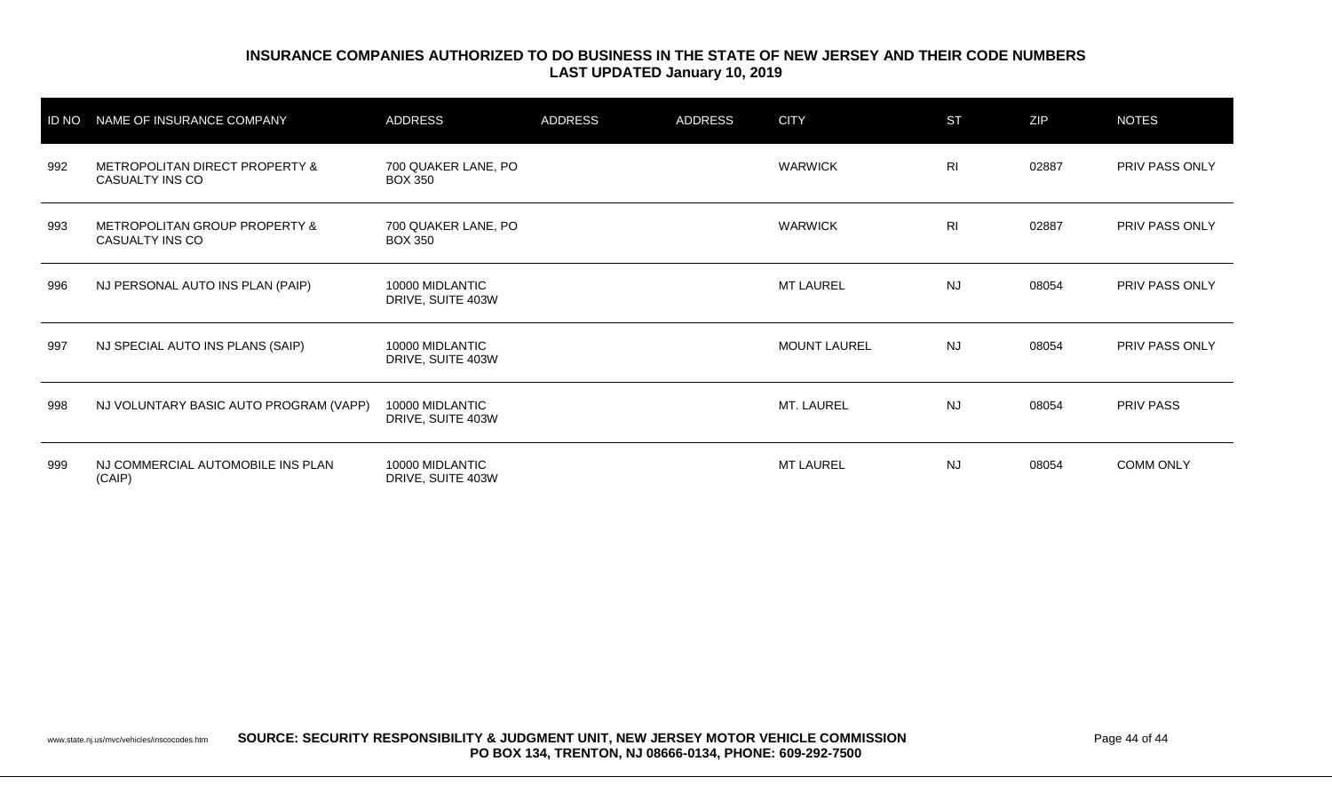## INSURANCE COMPANIES AUTHORIZED TO DO BUSINESS IN THE STATE OF NEW JERSEY AND THEIR CODE NUMBERS
## LAST UPDATED January 10, 2019

| ID NO | NAME OF INSURANCE COMPANY | ADDRESS | ADDRESS | ADDRESS | CITY | ST | ZIP | NOTES |
|---|---|---|---|---|---|---|---|---|
| 992 | METROPOLITAN DIRECT PROPERTY & CASUALTY INS CO | 700 QUAKER LANE, PO BOX 350 | | | WARWICK | RI | 02887 | PRIV PASS ONLY |
| 993 | METROPOLITAN GROUP PROPERTY & CASUALTY INS CO | 700 QUAKER LANE, PO BOX 350 | | | WARWICK | RI | 02887 | PRIV PASS ONLY |
| 996 | NJ PERSONAL AUTO INS PLAN (PAIP) | 10000 MIDLANTIC DRIVE, SUITE 403W | | | MT LAUREL | NJ | 08054 | PRIV PASS ONLY |
| 997 | NJ SPECIAL AUTO INS PLANS (SAIP) | 10000 MIDLANTIC DRIVE, SUITE 403W | | | MOUNT LAUREL | NJ | 08054 | PRIV PASS ONLY |
| 998 | NJ VOLUNTARY BASIC AUTO PROGRAM (VAPP) | 10000 MIDLANTIC DRIVE, SUITE 403W | | | MT. LAUREL | NJ | 08054 | PRIV PASS |
| 999 | NJ COMMERCIAL AUTOMOBILE INS PLAN (CAIP) | 10000 MIDLANTIC DRIVE, SUITE 403W | | | MT LAUREL | NJ | 08054 | COMM ONLY |

www.state.nj.us/mvc/vehicles/inscocodes.htm

**SOURCE: SECURITY RESPONSIBILITY & JUDGMENT UNIT, NEW JERSEY MOTOR VEHICLE COMMISSION PO BOX 134, TRENTON, NJ 08666-0134, PHONE: 609-292-7500**